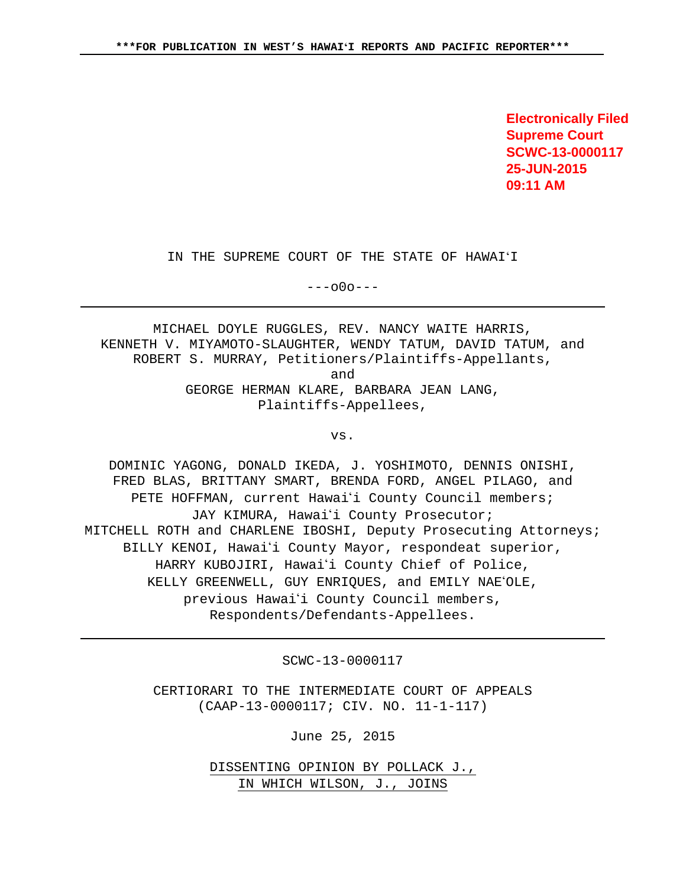\*\*\*FOR PUBLICATION IN WEST'S HAWAIʻI REPORTS AND PACIFIC REPORTER\*\*\*

**Electronically Filed**
**Supreme Court**
**SCWC-13-0000117**
**25-JUN-2015**
**09:11 AM**

IN THE SUPREME COURT OF THE STATE OF HAWAIʻI

---o0o---

MICHAEL DOYLE RUGGLES, REV. NANCY WAITE HARRIS, KENNETH V. MIYAMOTO-SLAUGHTER, WENDY TATUM, DAVID TATUM, and ROBERT S. MURRAY, Petitioners/Plaintiffs-Appellants,

and

GEORGE HERMAN KLARE, BARBARA JEAN LANG, Plaintiffs-Appellees,

vs.

DOMINIC YAGONG, DONALD IKEDA, J. YOSHIMOTO, DENNIS ONISHI, FRED BLAS, BRITTANY SMART, BRENDA FORD, ANGEL PILAGO, and PETE HOFFMAN, current Hawaiʻi County Council members; JAY KIMURA, Hawaiʻi County Prosecutor; MITCHELL ROTH and CHARLENE IBOSHI, Deputy Prosecuting Attorneys; BILLY KENOI, Hawaiʻi County Mayor, respondeat superior, HARRY KUBOJIRI, Hawaiʻi County Chief of Police, KELLY GREENWELL, GUY ENRIQUES, and EMILY NAEʻOLE, previous Hawaiʻi County Council members, Respondents/Defendants-Appellees.

SCWC-13-0000117

CERTIORARI TO THE INTERMEDIATE COURT OF APPEALS
(CAAP-13-0000117; CIV. NO. 11-1-117)

June 25, 2015

DISSENTING OPINION BY POLLACK J., IN WHICH WILSON, J., JOINS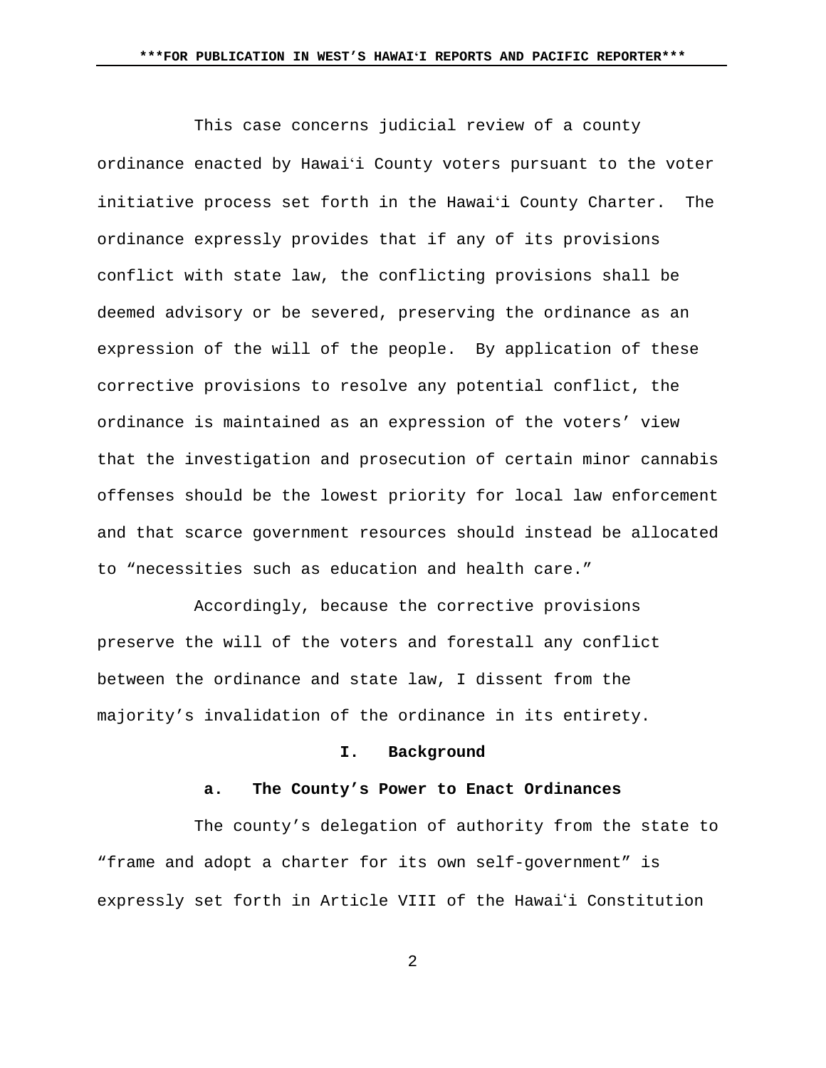This case concerns judicial review of a county ordinance enacted by Hawaiʻi County voters pursuant to the voter initiative process set forth in the Hawaiʻi County Charter. The ordinance expressly provides that if any of its provisions conflict with state law, the conflicting provisions shall be deemed advisory or be severed, preserving the ordinance as an expression of the will of the people. By application of these corrective provisions to resolve any potential conflict, the ordinance is maintained as an expression of the voters' view that the investigation and prosecution of certain minor cannabis offenses should be the lowest priority for local law enforcement and that scarce government resources should instead be allocated to "necessities such as education and health care."

Accordingly, because the corrective provisions preserve the will of the voters and forestall any conflict between the ordinance and state law, I dissent from the majority's invalidation of the ordinance in its entirety.

## I. Background

### a. The County's Power to Enact Ordinances

The county's delegation of authority from the state to "frame and adopt a charter for its own self-government" is expressly set forth in Article VIII of the Hawaiʻi Constitution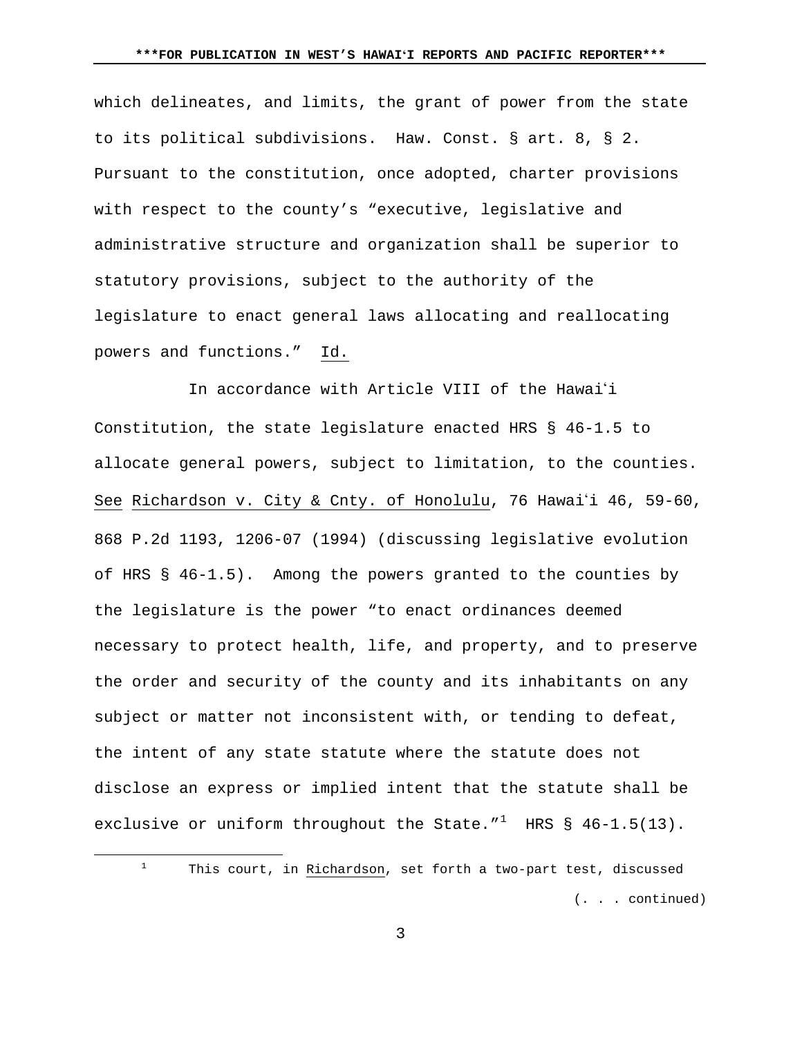which delineates, and limits, the grant of power from the state to its political subdivisions. Haw. Const. § art. 8, § 2. Pursuant to the constitution, once adopted, charter provisions with respect to the county's "executive, legislative and administrative structure and organization shall be superior to statutory provisions, subject to the authority of the legislature to enact general laws allocating and reallocating powers and functions." Id.

In accordance with Article VIII of the Hawaiʻi Constitution, the state legislature enacted HRS § 46-1.5 to allocate general powers, subject to limitation, to the counties. See Richardson v. City & Cnty. of Honolulu, 76 Hawaiʻi 46, 59-60, 868 P.2d 1193, 1206-07 (1994) (discussing legislative evolution of HRS § 46-1.5). Among the powers granted to the counties by the legislature is the power "to enact ordinances deemed necessary to protect health, life, and property, and to preserve the order and security of the county and its inhabitants on any subject or matter not inconsistent with, or tending to defeat, the intent of any state statute where the statute does not disclose an express or implied intent that the statute shall be exclusive or uniform throughout the State."[1] HRS § 46-1.5(13).

---

[1] This court, in Richardson, set forth a two-part test, discussed

(. . . continued)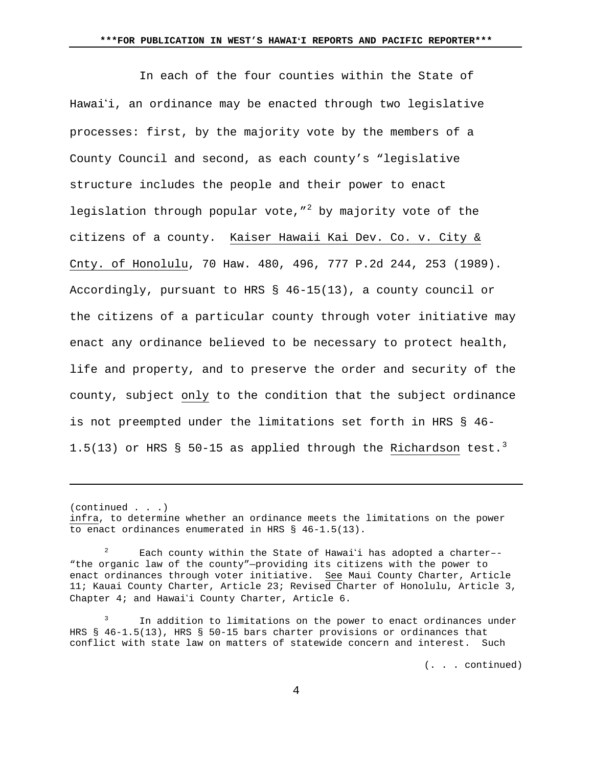In each of the four counties within the State of Hawaiʻi, an ordinance may be enacted through two legislative processes: first, by the majority vote by the members of a County Council and second, as each county's "legislative structure includes the people and their power to enact legislation through popular vote,"[2] by majority vote of the citizens of a county. Kaiser Hawaii Kai Dev. Co. v. City & Cnty. of Honolulu, 70 Haw. 480, 496, 777 P.2d 244, 253 (1989). Accordingly, pursuant to HRS § 46-15(13), a county council or the citizens of a particular county through voter initiative may enact any ordinance believed to be necessary to protect health, life and property, and to preserve the order and security of the county, subject only to the condition that the subject ordinance is not preempted under the limitations set forth in HRS § 46-1.5(13) or HRS § 50-15 as applied through the Richardson test.[3]

---

(continued . . .)
infra, to determine whether an ordinance meets the limitations on the power to enact ordinances enumerated in HRS § 46-1.5(13).

[2] Each county within the State of Hawaiʻi has adopted a charter–-"the organic law of the county"—providing its citizens with the power to enact ordinances through voter initiative. See Maui County Charter, Article 11; Kauai County Charter, Article 23; Revised Charter of Honolulu, Article 3, Chapter 4; and Hawaiʻi County Charter, Article 6.

[3] In addition to limitations on the power to enact ordinances under HRS § 46-1.5(13), HRS § 50-15 bars charter provisions or ordinances that conflict with state law on matters of statewide concern and interest. Such

(. . . continued)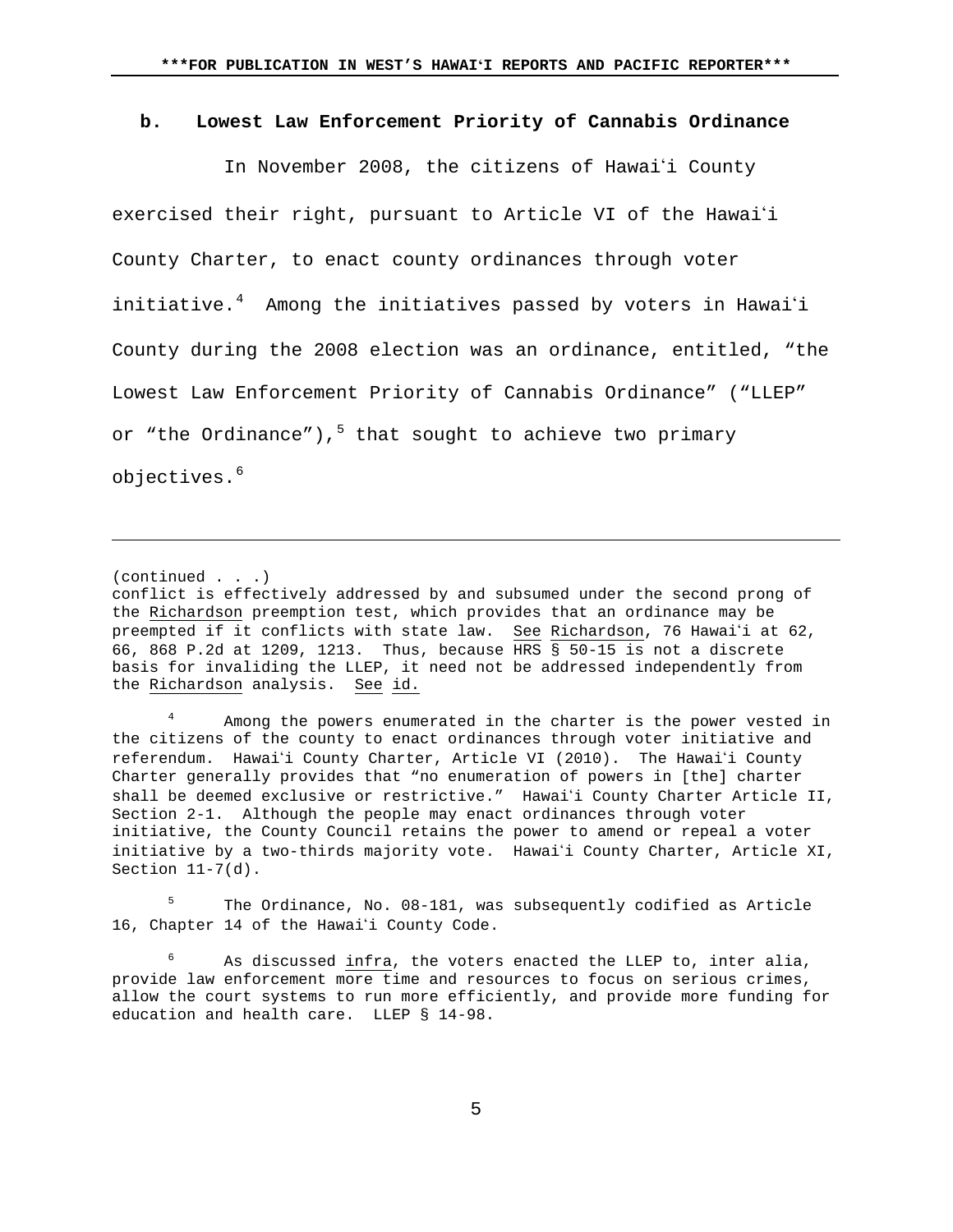### b. Lowest Law Enforcement Priority of Cannabis Ordinance

In November 2008, the citizens of Hawaiʻi County exercised their right, pursuant to Article VI of the Hawaiʻi County Charter, to enact county ordinances through voter initiative.[4] Among the initiatives passed by voters in Hawaiʻi County during the 2008 election was an ordinance, entitled, "the Lowest Law Enforcement Priority of Cannabis Ordinance" ("LLEP" or "the Ordinance"),[5] that sought to achieve two primary objectives.[6]

---

(continued . . .)
conflict is effectively addressed by and subsumed under the second prong of the Richardson preemption test, which provides that an ordinance may be preempted if it conflicts with state law. See Richardson, 76 Hawaiʻi at 62, 66, 868 P.2d at 1209, 1213. Thus, because HRS § 50-15 is not a discrete basis for invaliding the LLEP, it need not be addressed independently from the Richardson analysis. See id.

[4] Among the powers enumerated in the charter is the power vested in the citizens of the county to enact ordinances through voter initiative and referendum. Hawaiʻi County Charter, Article VI (2010). The Hawaiʻi County Charter generally provides that "no enumeration of powers in [the] charter shall be deemed exclusive or restrictive." Hawaiʻi County Charter Article II, Section 2-1. Although the people may enact ordinances through voter initiative, the County Council retains the power to amend or repeal a voter initiative by a two-thirds majority vote. Hawaiʻi County Charter, Article XI, Section 11-7(d).

[5] The Ordinance, No. 08-181, was subsequently codified as Article 16, Chapter 14 of the Hawaiʻi County Code.

[6] As discussed infra, the voters enacted the LLEP to, inter alia, provide law enforcement more time and resources to focus on serious crimes, allow the court systems to run more efficiently, and provide more funding for education and health care. LLEP § 14-98.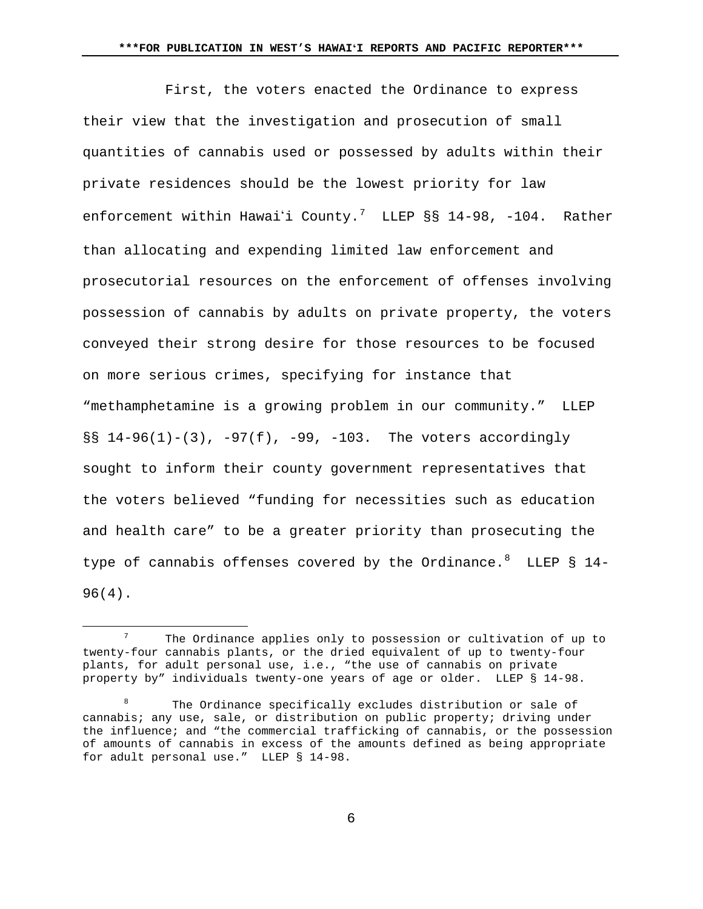First, the voters enacted the Ordinance to express their view that the investigation and prosecution of small quantities of cannabis used or possessed by adults within their private residences should be the lowest priority for law enforcement within Hawaiʻi County.[7] LLEP §§ 14-98, -104. Rather than allocating and expending limited law enforcement and prosecutorial resources on the enforcement of offenses involving possession of cannabis by adults on private property, the voters conveyed their strong desire for those resources to be focused on more serious crimes, specifying for instance that "methamphetamine is a growing problem in our community." LLEP §§ 14-96(1)-(3), -97(f), -99, -103. The voters accordingly sought to inform their county government representatives that the voters believed "funding for necessities such as education and health care" to be a greater priority than prosecuting the type of cannabis offenses covered by the Ordinance.[8] LLEP § 14-96(4).

---

[7] The Ordinance applies only to possession or cultivation of up to twenty-four cannabis plants, or the dried equivalent of up to twenty-four plants, for adult personal use, i.e., "the use of cannabis on private property by" individuals twenty-one years of age or older. LLEP § 14-98.

[8] The Ordinance specifically excludes distribution or sale of cannabis; any use, sale, or distribution on public property; driving under the influence; and "the commercial trafficking of cannabis, or the possession of amounts of cannabis in excess of the amounts defined as being appropriate for adult personal use." LLEP § 14-98.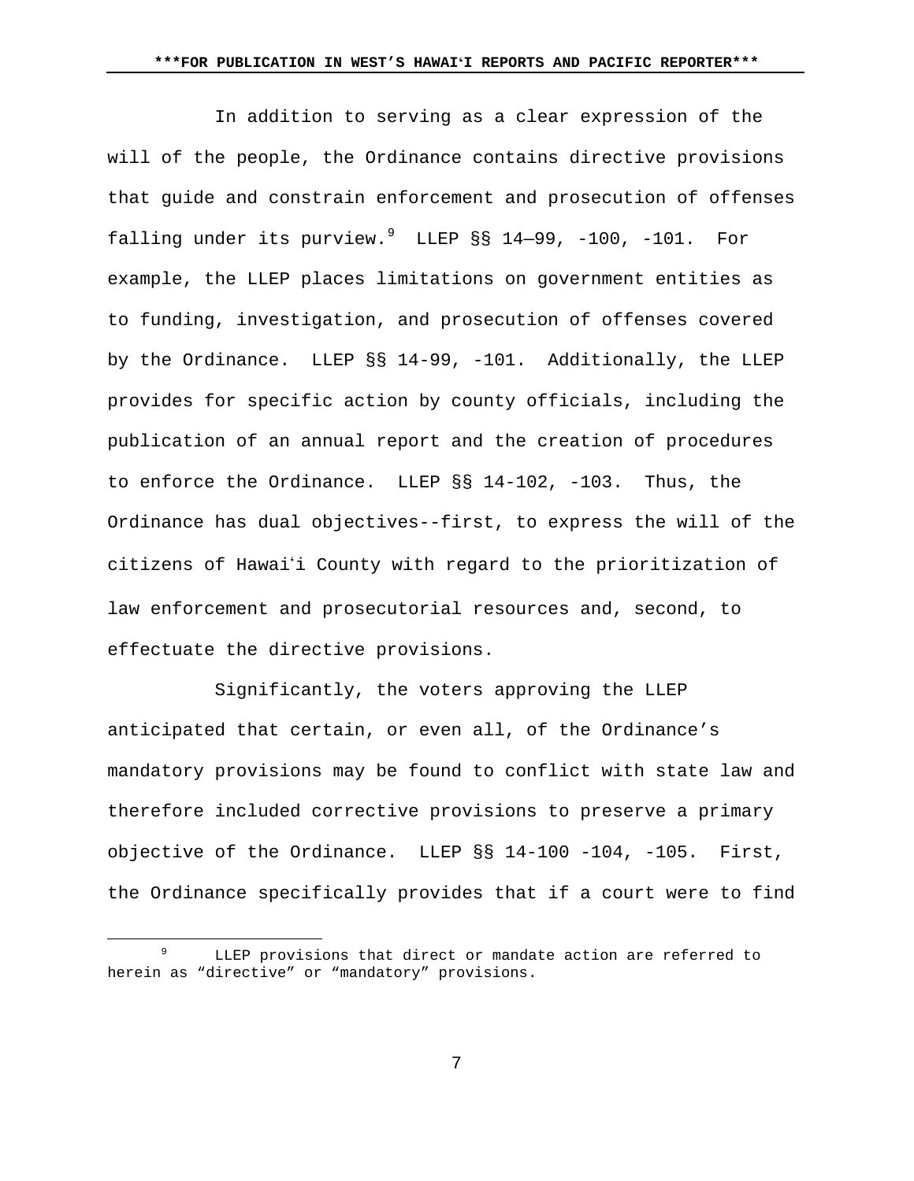In addition to serving as a clear expression of the will of the people, the Ordinance contains directive provisions that guide and constrain enforcement and prosecution of offenses falling under its purview.[9] LLEP §§ 14—99, -100, -101. For example, the LLEP places limitations on government entities as to funding, investigation, and prosecution of offenses covered by the Ordinance. LLEP §§ 14-99, -101. Additionally, the LLEP provides for specific action by county officials, including the publication of an annual report and the creation of procedures to enforce the Ordinance. LLEP §§ 14-102, -103. Thus, the Ordinance has dual objectives--first, to express the will of the citizens of Hawaiʻi County with regard to the prioritization of law enforcement and prosecutorial resources and, second, to effectuate the directive provisions.

Significantly, the voters approving the LLEP anticipated that certain, or even all, of the Ordinance's mandatory provisions may be found to conflict with state law and therefore included corrective provisions to preserve a primary objective of the Ordinance. LLEP §§ 14-100 -104, -105. First, the Ordinance specifically provides that if a court were to find

---

[9] LLEP provisions that direct or mandate action are referred to herein as "directive" or "mandatory" provisions.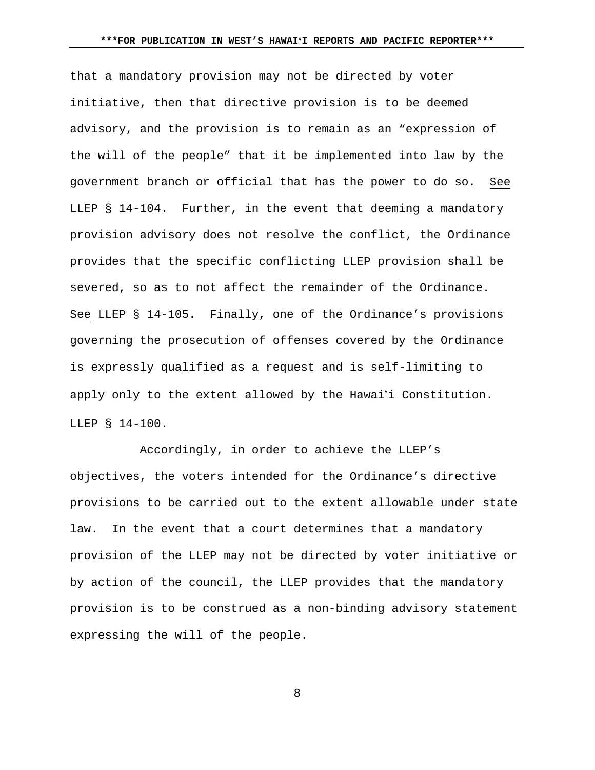that a mandatory provision may not be directed by voter initiative, then that directive provision is to be deemed advisory, and the provision is to remain as an "expression of the will of the people" that it be implemented into law by the government branch or official that has the power to do so. See LLEP § 14-104. Further, in the event that deeming a mandatory provision advisory does not resolve the conflict, the Ordinance provides that the specific conflicting LLEP provision shall be severed, so as to not affect the remainder of the Ordinance. See LLEP § 14-105. Finally, one of the Ordinance's provisions governing the prosecution of offenses covered by the Ordinance is expressly qualified as a request and is self-limiting to apply only to the extent allowed by the Hawaiʻi Constitution. LLEP § 14-100.

Accordingly, in order to achieve the LLEP's objectives, the voters intended for the Ordinance's directive provisions to be carried out to the extent allowable under state law. In the event that a court determines that a mandatory provision of the LLEP may not be directed by voter initiative or by action of the council, the LLEP provides that the mandatory provision is to be construed as a non-binding advisory statement expressing the will of the people.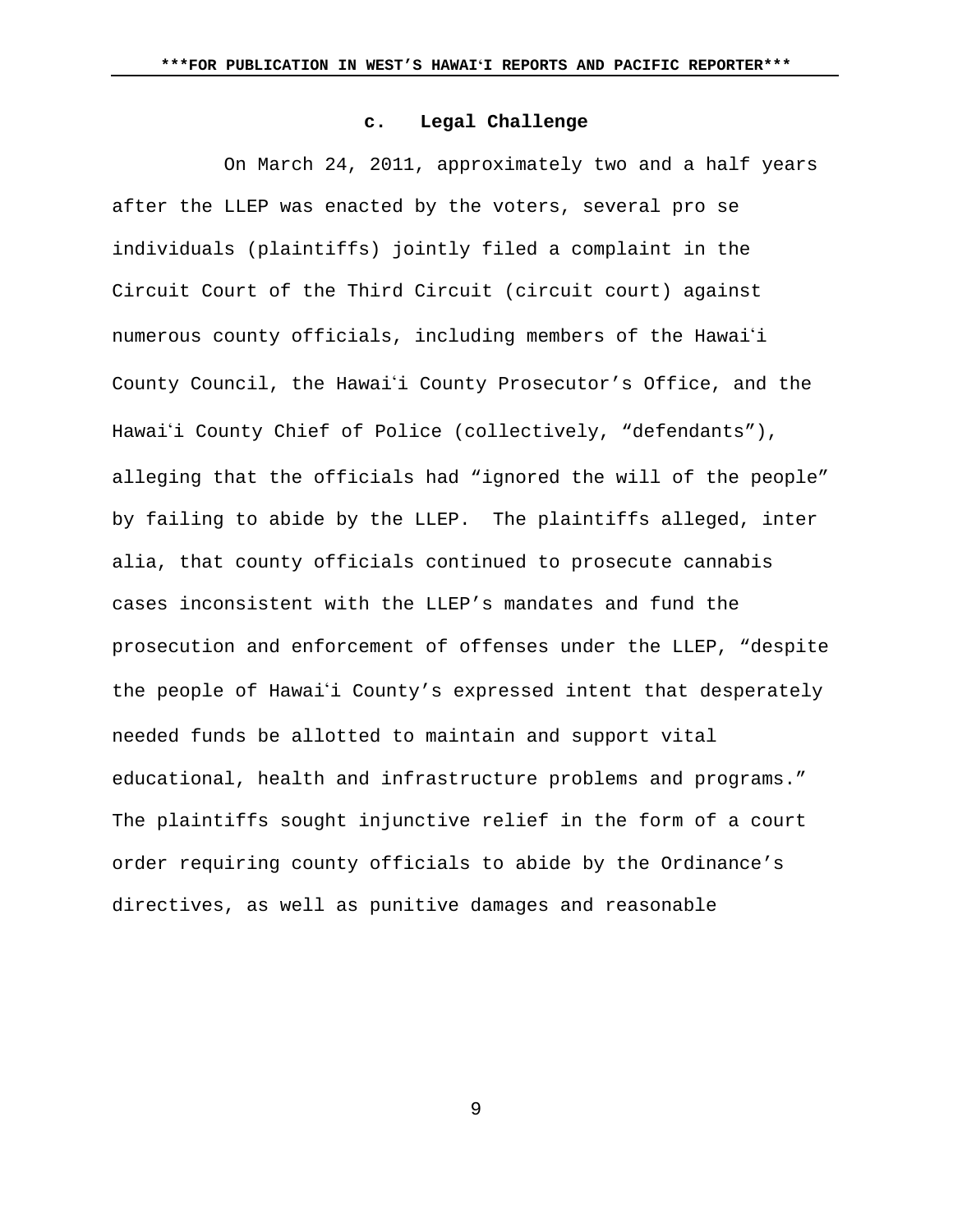### c. Legal Challenge

On March 24, 2011, approximately two and a half years after the LLEP was enacted by the voters, several pro se individuals (plaintiffs) jointly filed a complaint in the Circuit Court of the Third Circuit (circuit court) against numerous county officials, including members of the Hawaiʻi County Council, the Hawaiʻi County Prosecutor's Office, and the Hawaiʻi County Chief of Police (collectively, "defendants"), alleging that the officials had "ignored the will of the people" by failing to abide by the LLEP. The plaintiffs alleged, inter alia, that county officials continued to prosecute cannabis cases inconsistent with the LLEP's mandates and fund the prosecution and enforcement of offenses under the LLEP, "despite the people of Hawaiʻi County's expressed intent that desperately needed funds be allotted to maintain and support vital educational, health and infrastructure problems and programs." The plaintiffs sought injunctive relief in the form of a court order requiring county officials to abide by the Ordinance's directives, as well as punitive damages and reasonable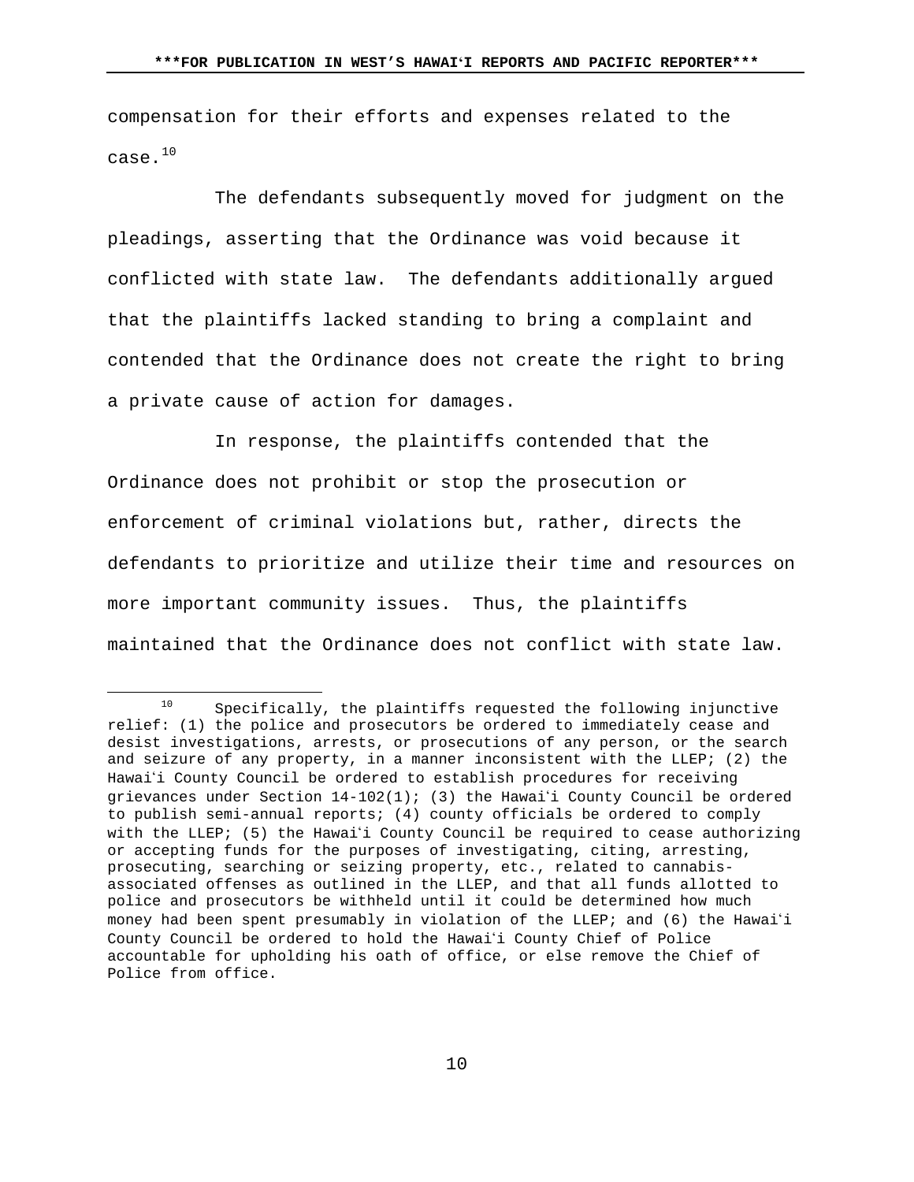compensation for their efforts and expenses related to the case.[10]

The defendants subsequently moved for judgment on the pleadings, asserting that the Ordinance was void because it conflicted with state law. The defendants additionally argued that the plaintiffs lacked standing to bring a complaint and contended that the Ordinance does not create the right to bring a private cause of action for damages.

In response, the plaintiffs contended that the Ordinance does not prohibit or stop the prosecution or enforcement of criminal violations but, rather, directs the defendants to prioritize and utilize their time and resources on more important community issues. Thus, the plaintiffs maintained that the Ordinance does not conflict with state law.

---

[10] Specifically, the plaintiffs requested the following injunctive relief: (1) the police and prosecutors be ordered to immediately cease and desist investigations, arrests, or prosecutions of any person, or the search and seizure of any property, in a manner inconsistent with the LLEP; (2) the Hawaiʻi County Council be ordered to establish procedures for receiving grievances under Section 14-102(1); (3) the Hawaiʻi County Council be ordered to publish semi-annual reports; (4) county officials be ordered to comply with the LLEP; (5) the Hawaiʻi County Council be required to cease authorizing or accepting funds for the purposes of investigating, citing, arresting, prosecuting, searching or seizing property, etc., related to cannabis-associated offenses as outlined in the LLEP, and that all funds allotted to police and prosecutors be withheld until it could be determined how much money had been spent presumably in violation of the LLEP; and (6) the Hawaiʻi County Council be ordered to hold the Hawaiʻi County Chief of Police accountable for upholding his oath of office, or else remove the Chief of Police from office.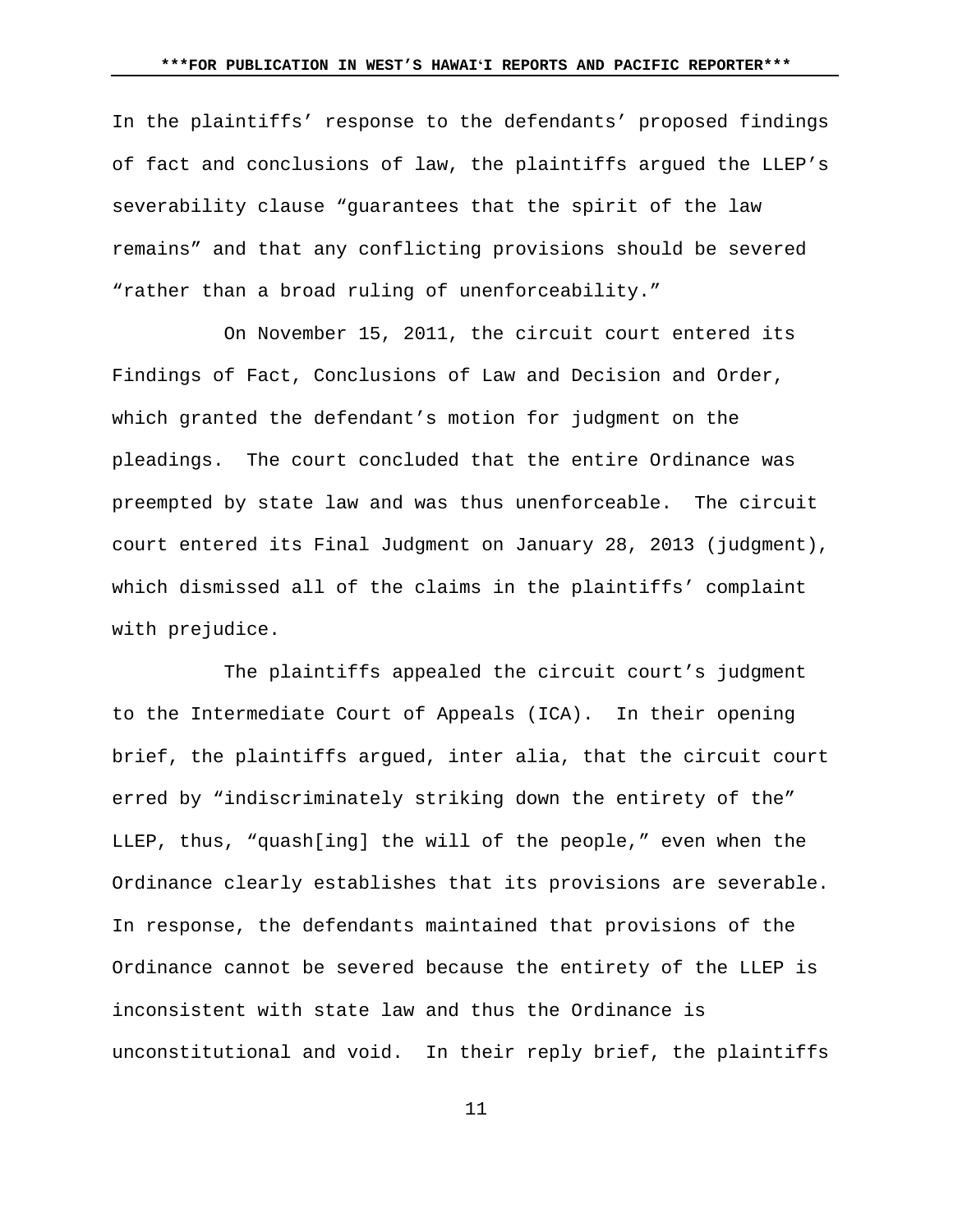In the plaintiffs' response to the defendants' proposed findings of fact and conclusions of law, the plaintiffs argued the LLEP's severability clause "guarantees that the spirit of the law remains" and that any conflicting provisions should be severed "rather than a broad ruling of unenforceability."

On November 15, 2011, the circuit court entered its Findings of Fact, Conclusions of Law and Decision and Order, which granted the defendant's motion for judgment on the pleadings. The court concluded that the entire Ordinance was preempted by state law and was thus unenforceable. The circuit court entered its Final Judgment on January 28, 2013 (judgment), which dismissed all of the claims in the plaintiffs' complaint with prejudice.

The plaintiffs appealed the circuit court's judgment to the Intermediate Court of Appeals (ICA). In their opening brief, the plaintiffs argued, inter alia, that the circuit court erred by "indiscriminately striking down the entirety of the" LLEP, thus, "quash[ing] the will of the people," even when the Ordinance clearly establishes that its provisions are severable. In response, the defendants maintained that provisions of the Ordinance cannot be severed because the entirety of the LLEP is inconsistent with state law and thus the Ordinance is unconstitutional and void. In their reply brief, the plaintiffs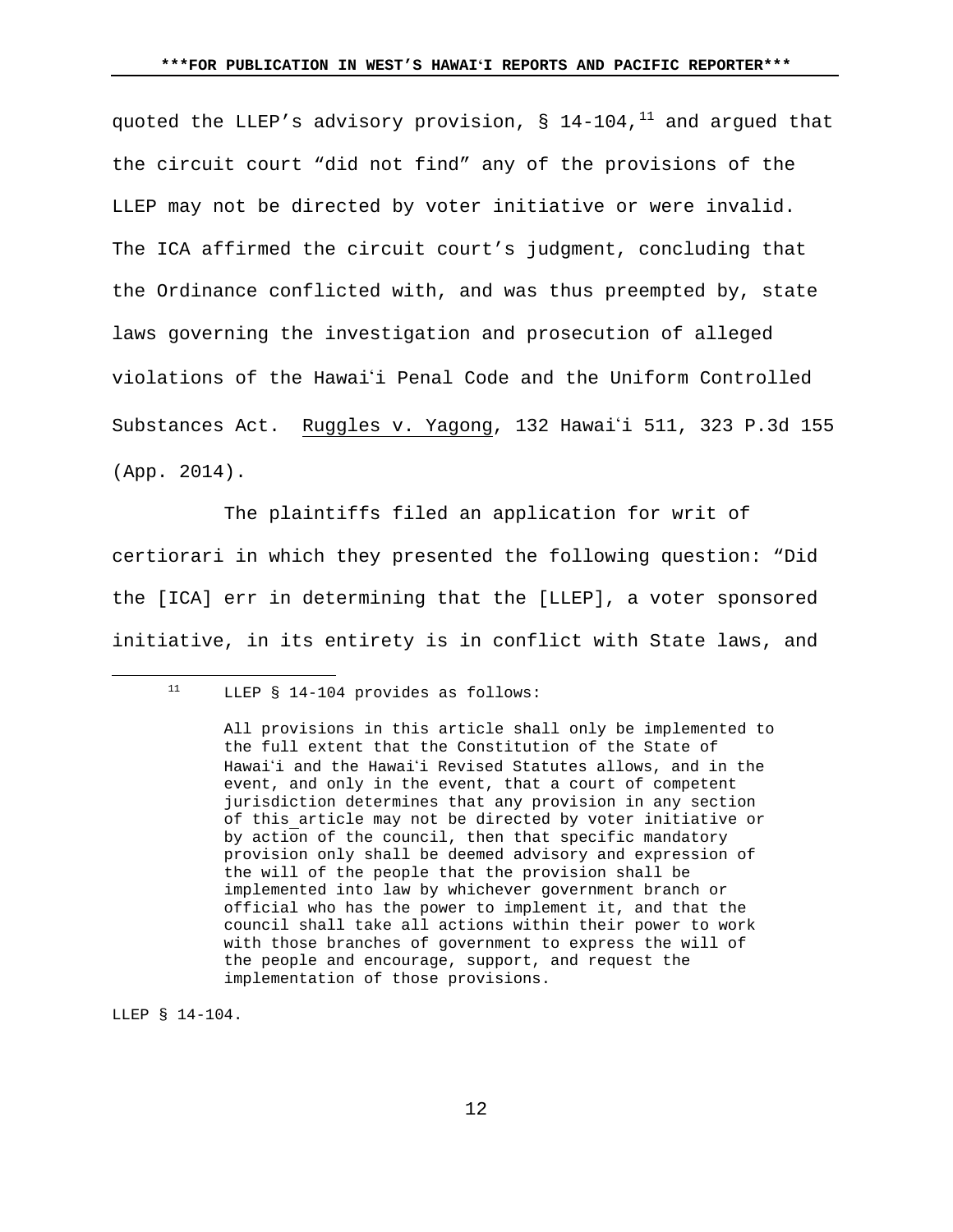quoted the LLEP's advisory provision, § 14-104,[11] and argued that the circuit court "did not find" any of the provisions of the LLEP may not be directed by voter initiative or were invalid. The ICA affirmed the circuit court's judgment, concluding that the Ordinance conflicted with, and was thus preempted by, state laws governing the investigation and prosecution of alleged violations of the Hawaiʻi Penal Code and the Uniform Controlled Substances Act. Ruggles v. Yagong, 132 Hawaiʻi 511, 323 P.3d 155 (App. 2014).

The plaintiffs filed an application for writ of certiorari in which they presented the following question: "Did the [ICA] err in determining that the [LLEP], a voter sponsored initiative, in its entirety is in conflict with State laws, and

---

[11] LLEP § 14-104 provides as follows:

> All provisions in this article shall only be implemented to the full extent that the Constitution of the State of Hawaiʻi and the Hawaiʻi Revised Statutes allows, and in the event, and only in the event, that a court of competent jurisdiction determines that any provision in any section of this article may not be directed by voter initiative or by action of the council, then that specific mandatory provision only shall be deemed advisory and expression of the will of the people that the provision shall be implemented into law by whichever government branch or official who has the power to implement it, and that the council shall take all actions within their power to work with those branches of government to express the will of the people and encourage, support, and request the implementation of those provisions.

LLEP § 14-104.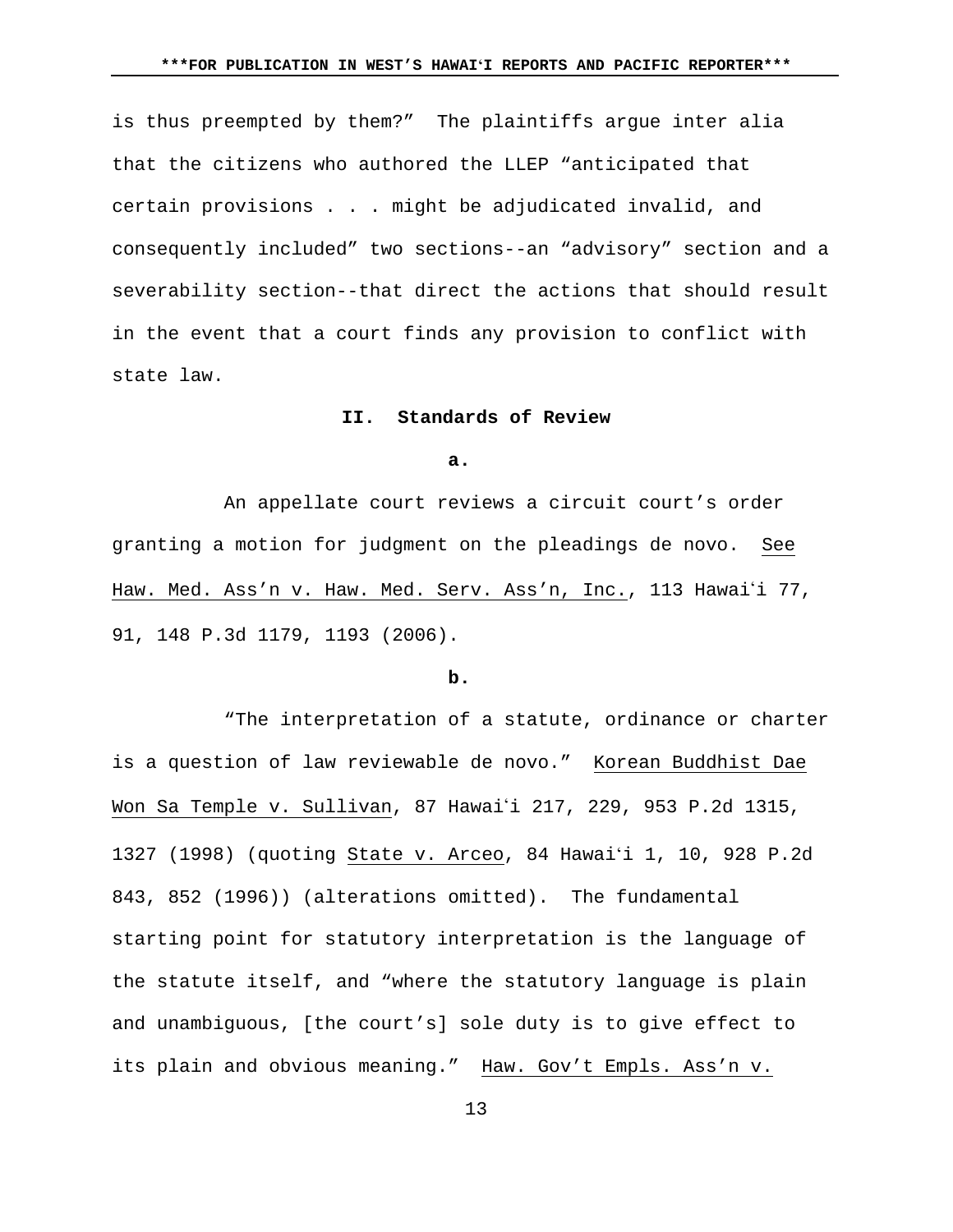is thus preempted by them?" The plaintiffs argue inter alia that the citizens who authored the LLEP "anticipated that certain provisions . . . might be adjudicated invalid, and consequently included" two sections--an "advisory" section and a severability section--that direct the actions that should result in the event that a court finds any provision to conflict with state law.

## II. Standards of Review

### a.

An appellate court reviews a circuit court's order granting a motion for judgment on the pleadings de novo. See Haw. Med. Ass'n v. Haw. Med. Serv. Ass'n, Inc., 113 Hawaiʻi 77, 91, 148 P.3d 1179, 1193 (2006).

### b.

"The interpretation of a statute, ordinance or charter is a question of law reviewable de novo." Korean Buddhist Dae Won Sa Temple v. Sullivan, 87 Hawaiʻi 217, 229, 953 P.2d 1315, 1327 (1998) (quoting State v. Arceo, 84 Hawaiʻi 1, 10, 928 P.2d 843, 852 (1996)) (alterations omitted). The fundamental starting point for statutory interpretation is the language of the statute itself, and "where the statutory language is plain and unambiguous, [the court's] sole duty is to give effect to its plain and obvious meaning." Haw. Gov't Empls. Ass'n v.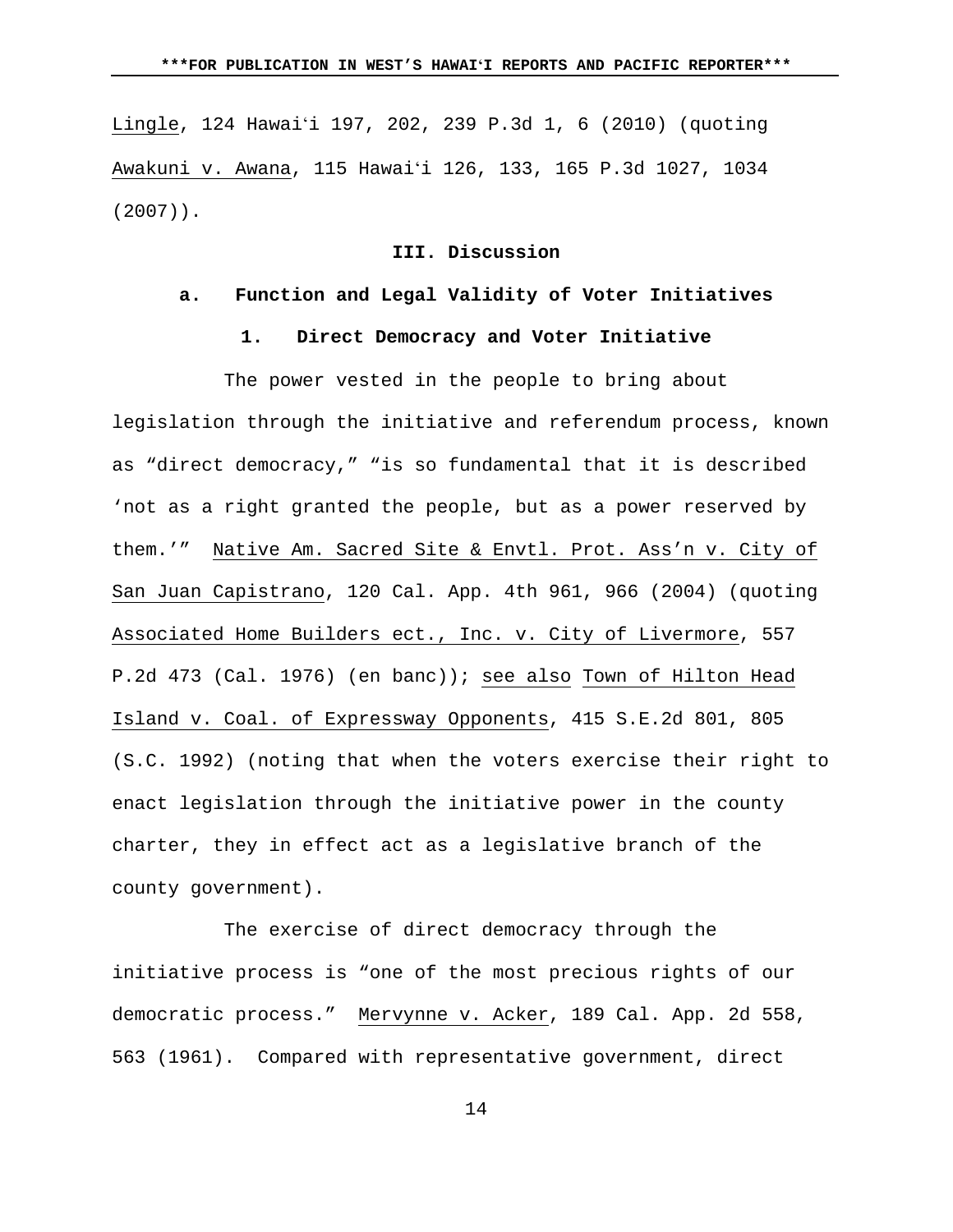Lingle, 124 Hawaiʻi 197, 202, 239 P.3d 1, 6 (2010) (quoting Awakuni v. Awana, 115 Hawaiʻi 126, 133, 165 P.3d 1027, 1034 (2007)).

## III. Discussion

### a. Function and Legal Validity of Voter Initiatives

#### 1. Direct Democracy and Voter Initiative

The power vested in the people to bring about legislation through the initiative and referendum process, known as "direct democracy," "is so fundamental that it is described 'not as a right granted the people, but as a power reserved by them.'" Native Am. Sacred Site & Envtl. Prot. Ass'n v. City of San Juan Capistrano, 120 Cal. App. 4th 961, 966 (2004) (quoting Associated Home Builders ect., Inc. v. City of Livermore, 557 P.2d 473 (Cal. 1976) (en banc)); see also Town of Hilton Head Island v. Coal. of Expressway Opponents, 415 S.E.2d 801, 805 (S.C. 1992) (noting that when the voters exercise their right to enact legislation through the initiative power in the county charter, they in effect act as a legislative branch of the county government).

The exercise of direct democracy through the initiative process is "one of the most precious rights of our democratic process." Mervynne v. Acker, 189 Cal. App. 2d 558, 563 (1961). Compared with representative government, direct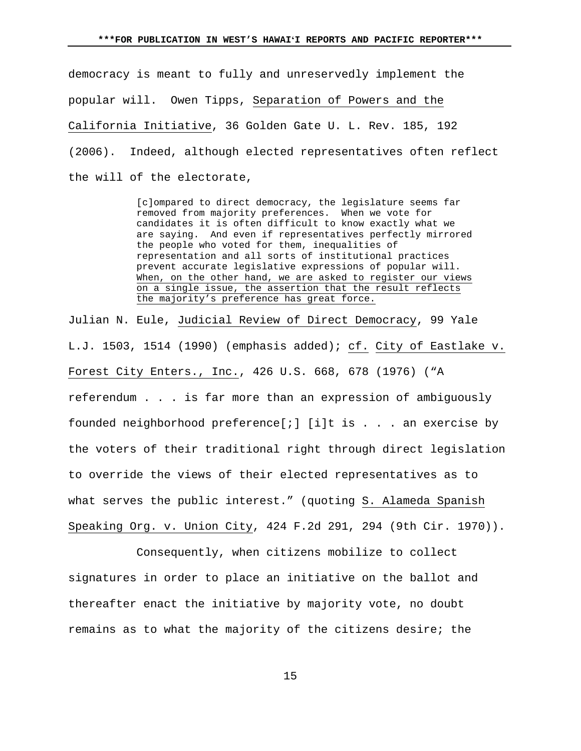democracy is meant to fully and unreservedly implement the popular will. Owen Tipps, Separation of Powers and the California Initiative, 36 Golden Gate U. L. Rev. 185, 192 (2006). Indeed, although elected representatives often reflect the will of the electorate,

> [c]ompared to direct democracy, the legislature seems far removed from majority preferences. When we vote for candidates it is often difficult to know exactly what we are saying. And even if representatives perfectly mirrored the people who voted for them, inequalities of representation and all sorts of institutional practices prevent accurate legislative expressions of popular will. When, on the other hand, we are asked to register our views on a single issue, the assertion that the result reflects the majority's preference has great force.

Julian N. Eule, Judicial Review of Direct Democracy, 99 Yale L.J. 1503, 1514 (1990) (emphasis added); cf. City of Eastlake v. Forest City Enters., Inc., 426 U.S. 668, 678 (1976) ("A referendum . . . is far more than an expression of ambiguously founded neighborhood preference[;] [i]t is . . . an exercise by the voters of their traditional right through direct legislation to override the views of their elected representatives as to what serves the public interest." (quoting S. Alameda Spanish Speaking Org. v. Union City, 424 F.2d 291, 294 (9th Cir. 1970)).

Consequently, when citizens mobilize to collect signatures in order to place an initiative on the ballot and thereafter enact the initiative by majority vote, no doubt remains as to what the majority of the citizens desire; the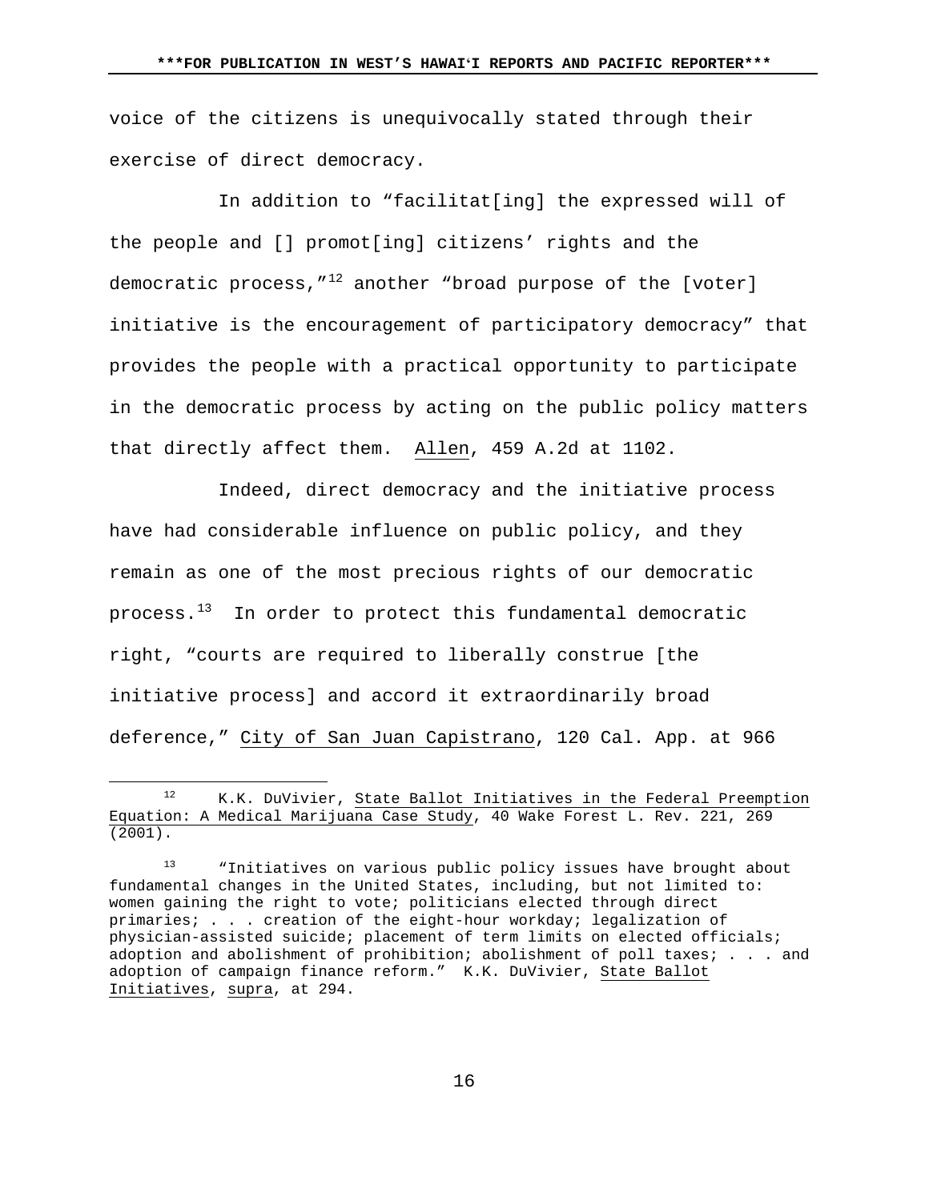voice of the citizens is unequivocally stated through their exercise of direct democracy.

In addition to "facilitat[ing] the expressed will of the people and [] promot[ing] citizens' rights and the democratic process,"[12] another "broad purpose of the [voter] initiative is the encouragement of participatory democracy" that provides the people with a practical opportunity to participate in the democratic process by acting on the public policy matters that directly affect them. Allen, 459 A.2d at 1102.

Indeed, direct democracy and the initiative process have had considerable influence on public policy, and they remain as one of the most precious rights of our democratic process.[13] In order to protect this fundamental democratic right, "courts are required to liberally construe [the initiative process] and accord it extraordinarily broad deference," City of San Juan Capistrano, 120 Cal. App. at 966

---

[12] K.K. DuVivier, State Ballot Initiatives in the Federal Preemption Equation: A Medical Marijuana Case Study, 40 Wake Forest L. Rev. 221, 269 (2001).

[13] "Initiatives on various public policy issues have brought about fundamental changes in the United States, including, but not limited to: women gaining the right to vote; politicians elected through direct primaries; . . . creation of the eight-hour workday; legalization of physician-assisted suicide; placement of term limits on elected officials; adoption and abolishment of prohibition; abolishment of poll taxes; . . . and adoption of campaign finance reform." K.K. DuVivier, State Ballot Initiatives, supra, at 294.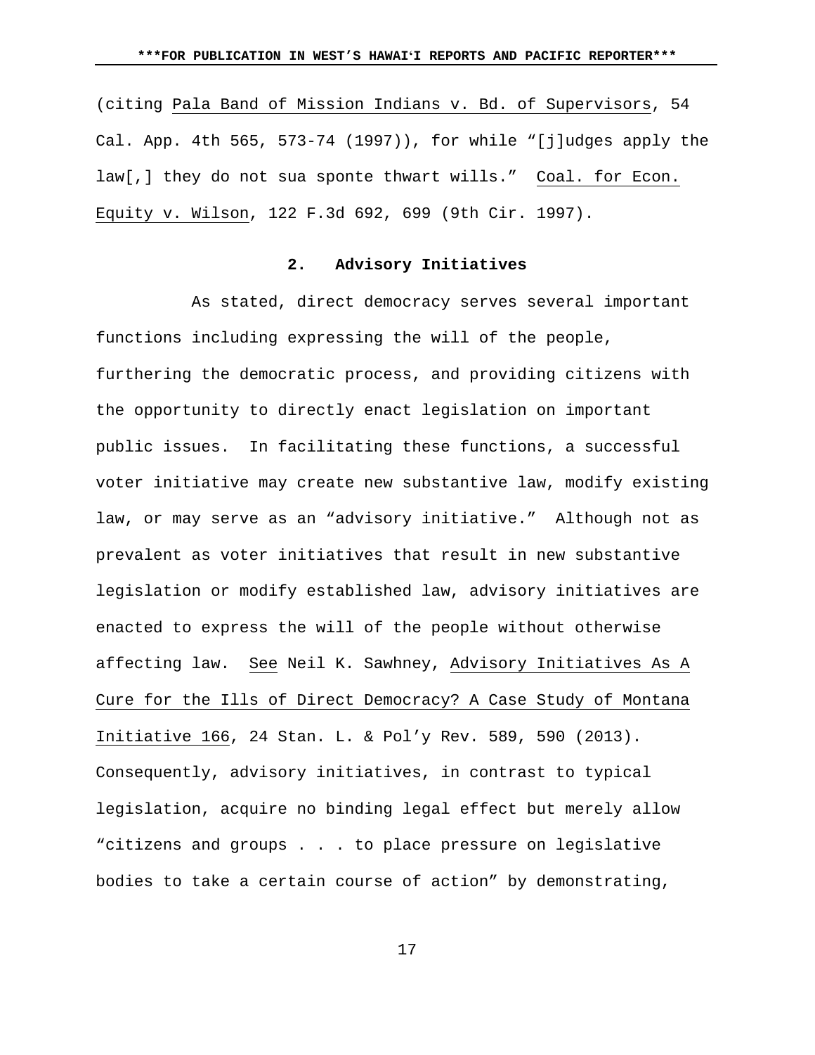(citing Pala Band of Mission Indians v. Bd. of Supervisors, 54 Cal. App. 4th 565, 573-74 (1997)), for while "[j]udges apply the law[,] they do not sua sponte thwart wills." Coal. for Econ. Equity v. Wilson, 122 F.3d 692, 699 (9th Cir. 1997).

### 2. Advisory Initiatives

As stated, direct democracy serves several important functions including expressing the will of the people, furthering the democratic process, and providing citizens with the opportunity to directly enact legislation on important public issues. In facilitating these functions, a successful voter initiative may create new substantive law, modify existing law, or may serve as an "advisory initiative." Although not as prevalent as voter initiatives that result in new substantive legislation or modify established law, advisory initiatives are enacted to express the will of the people without otherwise affecting law. See Neil K. Sawhney, Advisory Initiatives As A Cure for the Ills of Direct Democracy? A Case Study of Montana Initiative 166, 24 Stan. L. & Pol'y Rev. 589, 590 (2013). Consequently, advisory initiatives, in contrast to typical legislation, acquire no binding legal effect but merely allow "citizens and groups . . . to place pressure on legislative bodies to take a certain course of action" by demonstrating,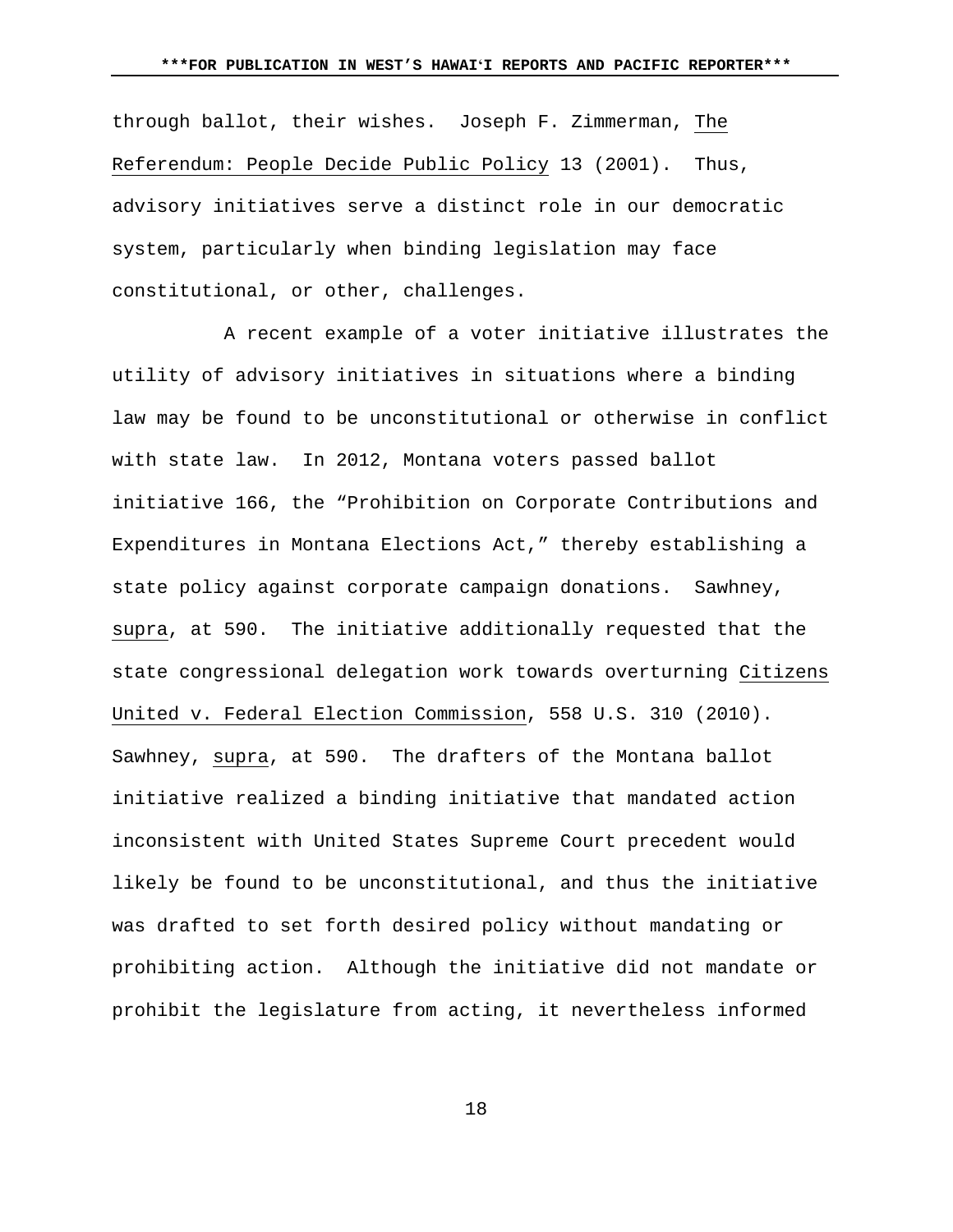through ballot, their wishes. Joseph F. Zimmerman, The Referendum: People Decide Public Policy 13 (2001). Thus, advisory initiatives serve a distinct role in our democratic system, particularly when binding legislation may face constitutional, or other, challenges.

A recent example of a voter initiative illustrates the utility of advisory initiatives in situations where a binding law may be found to be unconstitutional or otherwise in conflict with state law. In 2012, Montana voters passed ballot initiative 166, the "Prohibition on Corporate Contributions and Expenditures in Montana Elections Act," thereby establishing a state policy against corporate campaign donations. Sawhney, supra, at 590. The initiative additionally requested that the state congressional delegation work towards overturning Citizens United v. Federal Election Commission, 558 U.S. 310 (2010). Sawhney, supra, at 590. The drafters of the Montana ballot initiative realized a binding initiative that mandated action inconsistent with United States Supreme Court precedent would likely be found to be unconstitutional, and thus the initiative was drafted to set forth desired policy without mandating or prohibiting action. Although the initiative did not mandate or prohibit the legislature from acting, it nevertheless informed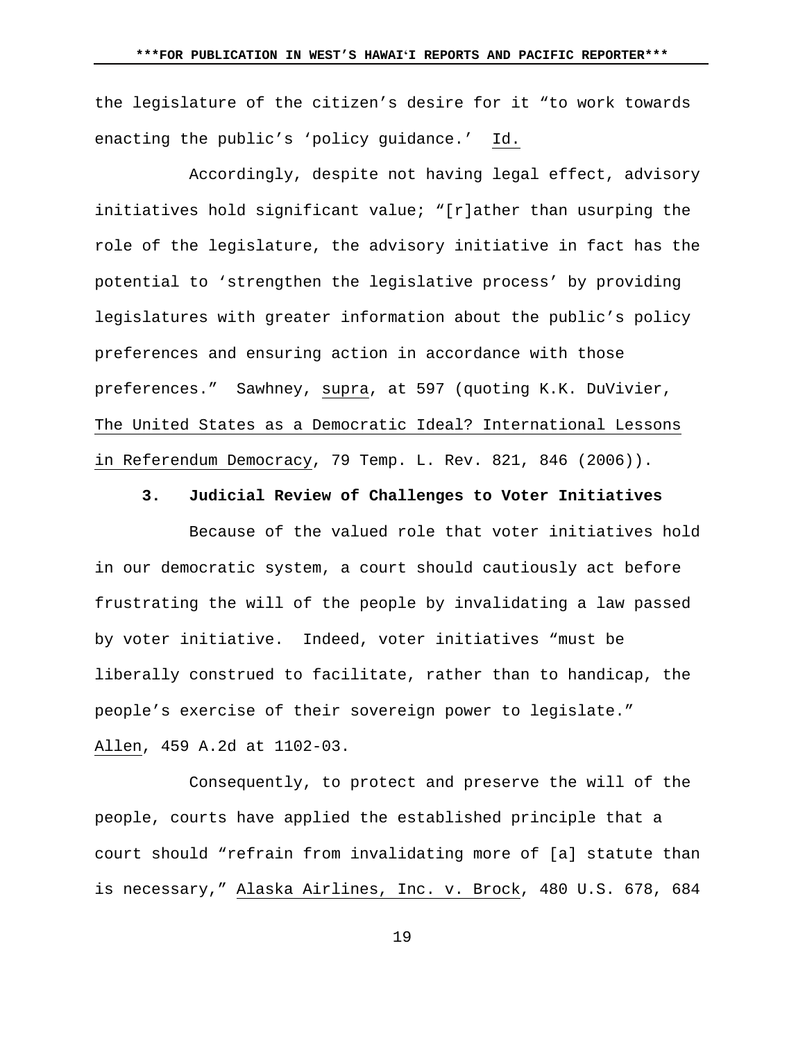the legislature of the citizen's desire for it "to work towards enacting the public's 'policy guidance.' Id.

Accordingly, despite not having legal effect, advisory initiatives hold significant value; "[r]ather than usurping the role of the legislature, the advisory initiative in fact has the potential to 'strengthen the legislative process' by providing legislatures with greater information about the public's policy preferences and ensuring action in accordance with those preferences." Sawhney, supra, at 597 (quoting K.K. DuVivier, The United States as a Democratic Ideal? International Lessons in Referendum Democracy, 79 Temp. L. Rev. 821, 846 (2006)).

### 3. Judicial Review of Challenges to Voter Initiatives

Because of the valued role that voter initiatives hold in our democratic system, a court should cautiously act before frustrating the will of the people by invalidating a law passed by voter initiative. Indeed, voter initiatives "must be liberally construed to facilitate, rather than to handicap, the people's exercise of their sovereign power to legislate." Allen, 459 A.2d at 1102-03.

Consequently, to protect and preserve the will of the people, courts have applied the established principle that a court should "refrain from invalidating more of [a] statute than is necessary," Alaska Airlines, Inc. v. Brock, 480 U.S. 678, 684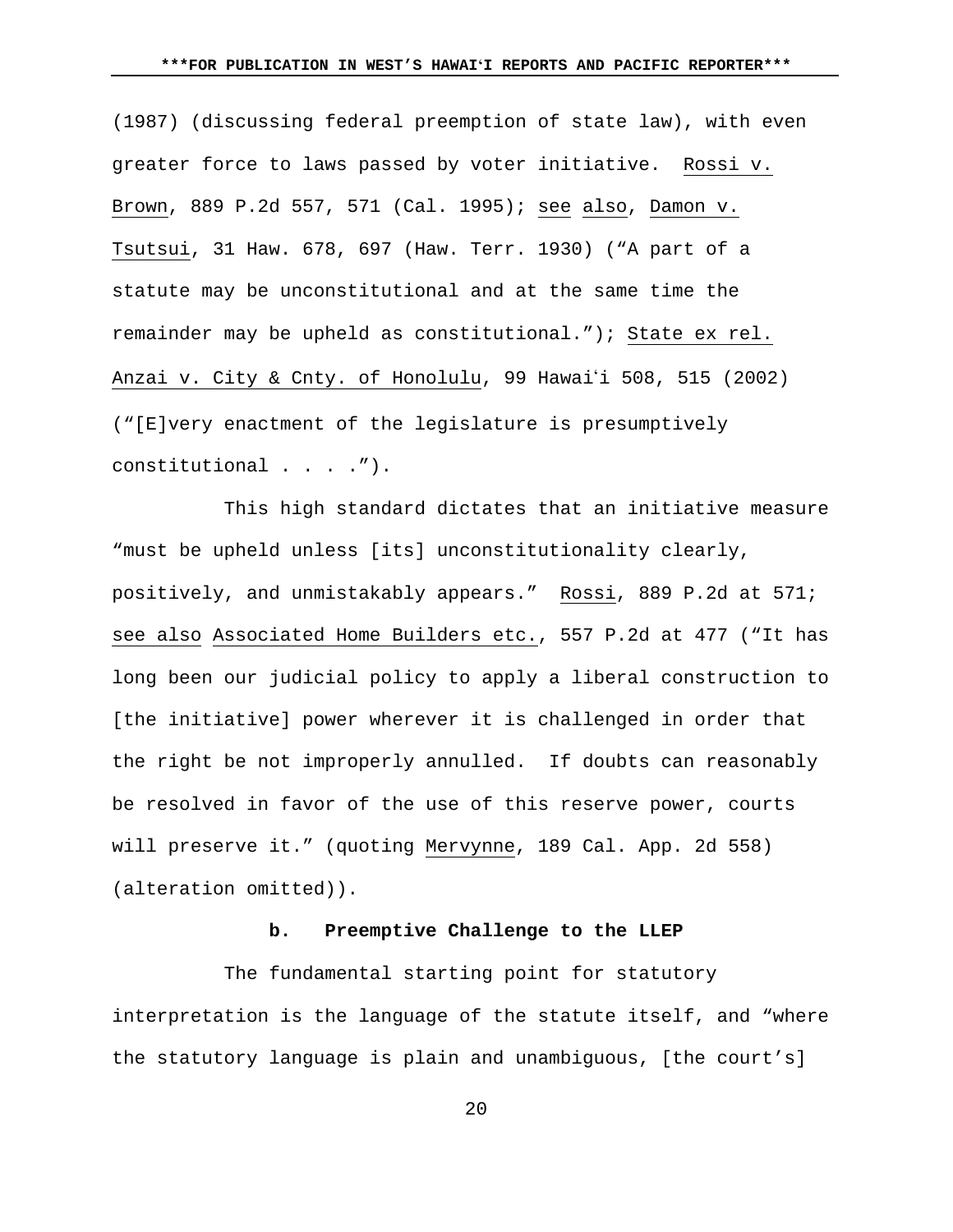(1987) (discussing federal preemption of state law), with even greater force to laws passed by voter initiative. Rossi v. Brown, 889 P.2d 557, 571 (Cal. 1995); see also, Damon v. Tsutsui, 31 Haw. 678, 697 (Haw. Terr. 1930) ("A part of a statute may be unconstitutional and at the same time the remainder may be upheld as constitutional."); State ex rel. Anzai v. City & Cnty. of Honolulu, 99 Hawaiʻi 508, 515 (2002) ("[E]very enactment of the legislature is presumptively constitutional . . . .").

This high standard dictates that an initiative measure "must be upheld unless [its] unconstitutionality clearly, positively, and unmistakably appears." Rossi, 889 P.2d at 571; see also Associated Home Builders etc., 557 P.2d at 477 ("It has long been our judicial policy to apply a liberal construction to [the initiative] power wherever it is challenged in order that the right be not improperly annulled. If doubts can reasonably be resolved in favor of the use of this reserve power, courts will preserve it." (quoting Mervynne, 189 Cal. App. 2d 558) (alteration omitted)).

**b. Preemptive Challenge to the LLEP**

The fundamental starting point for statutory interpretation is the language of the statute itself, and "where the statutory language is plain and unambiguous, [the court's]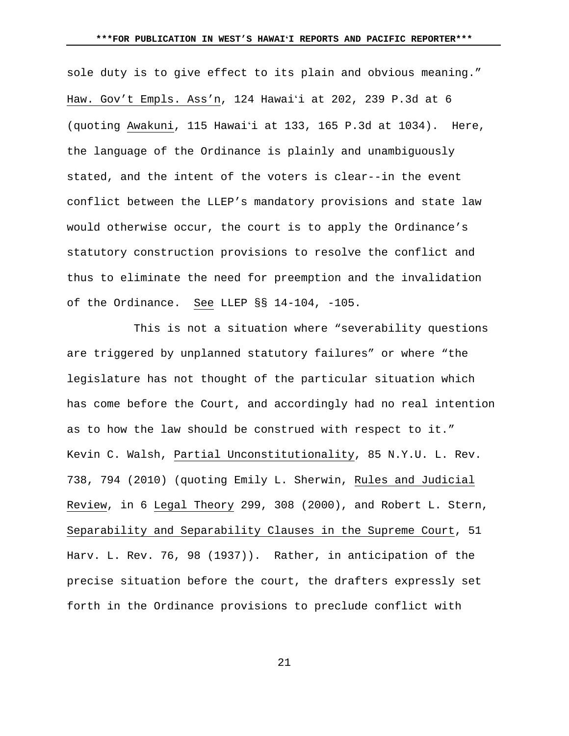sole duty is to give effect to its plain and obvious meaning." Haw. Gov't Empls. Ass'n, 124 Hawaiʻi at 202, 239 P.3d at 6 (quoting Awakuni, 115 Hawaiʻi at 133, 165 P.3d at 1034). Here, the language of the Ordinance is plainly and unambiguously stated, and the intent of the voters is clear--in the event conflict between the LLEP's mandatory provisions and state law would otherwise occur, the court is to apply the Ordinance's statutory construction provisions to resolve the conflict and thus to eliminate the need for preemption and the invalidation of the Ordinance. See LLEP §§ 14-104, -105.

This is not a situation where "severability questions are triggered by unplanned statutory failures" or where "the legislature has not thought of the particular situation which has come before the Court, and accordingly had no real intention as to how the law should be construed with respect to it." Kevin C. Walsh, Partial Unconstitutionality, 85 N.Y.U. L. Rev. 738, 794 (2010) (quoting Emily L. Sherwin, Rules and Judicial Review, in 6 Legal Theory 299, 308 (2000), and Robert L. Stern, Separability and Separability Clauses in the Supreme Court, 51 Harv. L. Rev. 76, 98 (1937)). Rather, in anticipation of the precise situation before the court, the drafters expressly set forth in the Ordinance provisions to preclude conflict with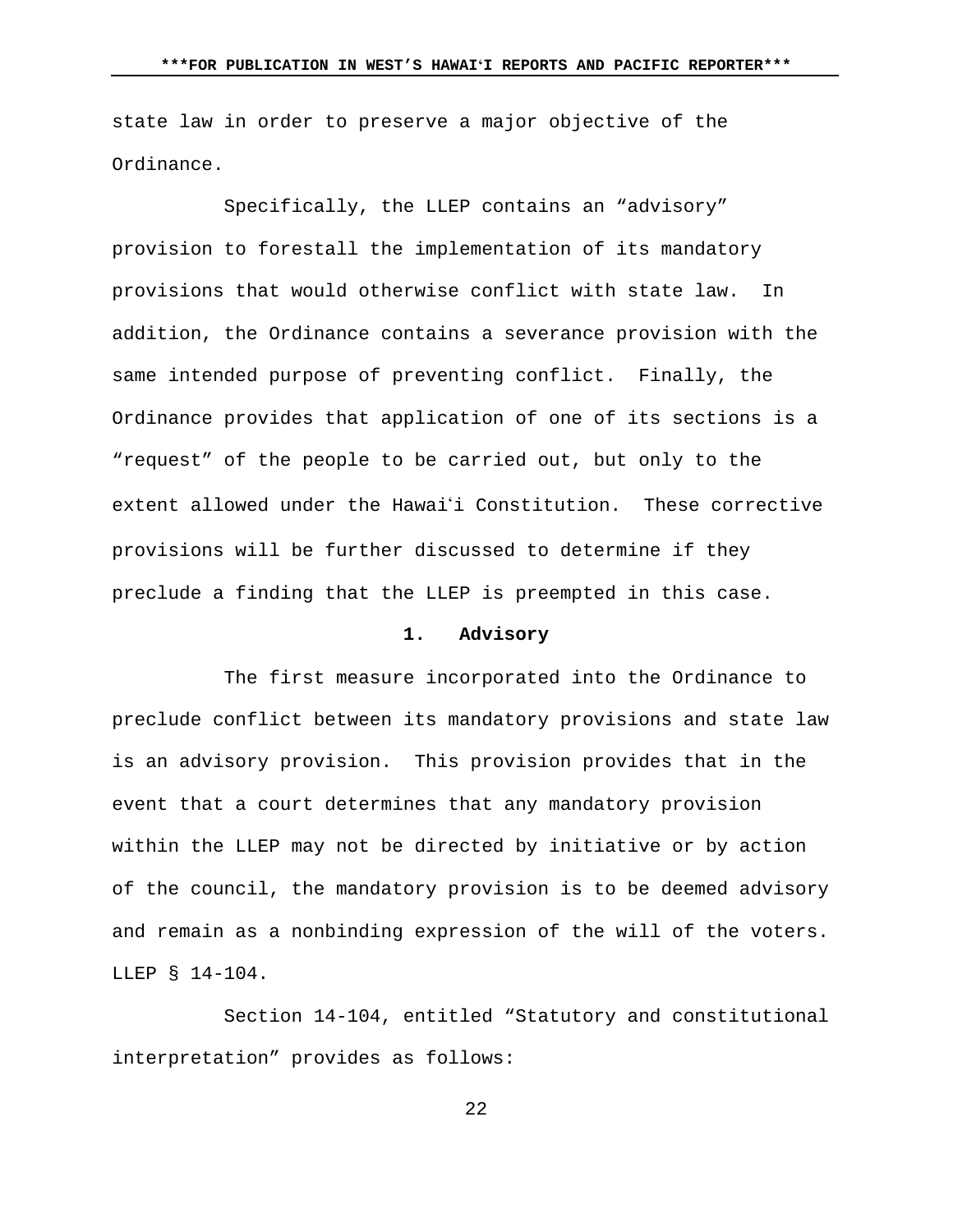state law in order to preserve a major objective of the Ordinance.

Specifically, the LLEP contains an “advisory” provision to forestall the implementation of its mandatory provisions that would otherwise conflict with state law. In addition, the Ordinance contains a severance provision with the same intended purpose of preventing conflict. Finally, the Ordinance provides that application of one of its sections is a “request” of the people to be carried out, but only to the extent allowed under the Hawaiʻi Constitution. These corrective provisions will be further discussed to determine if they preclude a finding that the LLEP is preempted in this case.

#### 1. Advisory

The first measure incorporated into the Ordinance to preclude conflict between its mandatory provisions and state law is an advisory provision. This provision provides that in the event that a court determines that any mandatory provision within the LLEP may not be directed by initiative or by action of the council, the mandatory provision is to be deemed advisory and remain as a nonbinding expression of the will of the voters. LLEP § 14-104.

Section 14-104, entitled “Statutory and constitutional interpretation” provides as follows: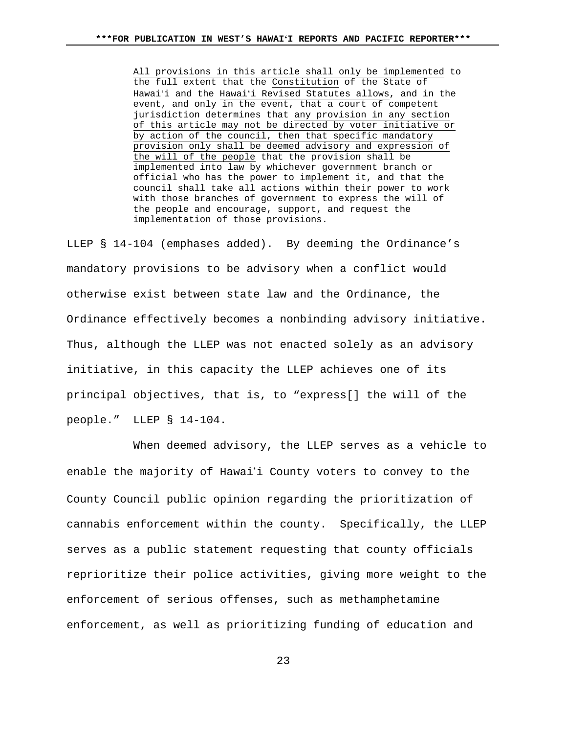> All provisions in this article shall only be implemented to the full extent that the Constitution of the State of Hawaiʻi and the Hawaiʻi Revised Statutes allows, and in the event, and only in the event, that a court of competent jurisdiction determines that any provision in any section of this article may not be directed by voter initiative or by action of the council, then that specific mandatory provision only shall be deemed advisory and expression of the will of the people that the provision shall be implemented into law by whichever government branch or official who has the power to implement it, and that the council shall take all actions within their power to work with those branches of government to express the will of the people and encourage, support, and request the implementation of those provisions.

LLEP § 14-104 (emphases added). By deeming the Ordinance's mandatory provisions to be advisory when a conflict would otherwise exist between state law and the Ordinance, the Ordinance effectively becomes a nonbinding advisory initiative. Thus, although the LLEP was not enacted solely as an advisory initiative, in this capacity the LLEP achieves one of its principal objectives, that is, to "express[] the will of the people." LLEP § 14-104.

When deemed advisory, the LLEP serves as a vehicle to enable the majority of Hawaiʻi County voters to convey to the County Council public opinion regarding the prioritization of cannabis enforcement within the county. Specifically, the LLEP serves as a public statement requesting that county officials reprioritize their police activities, giving more weight to the enforcement of serious offenses, such as methamphetamine enforcement, as well as prioritizing funding of education and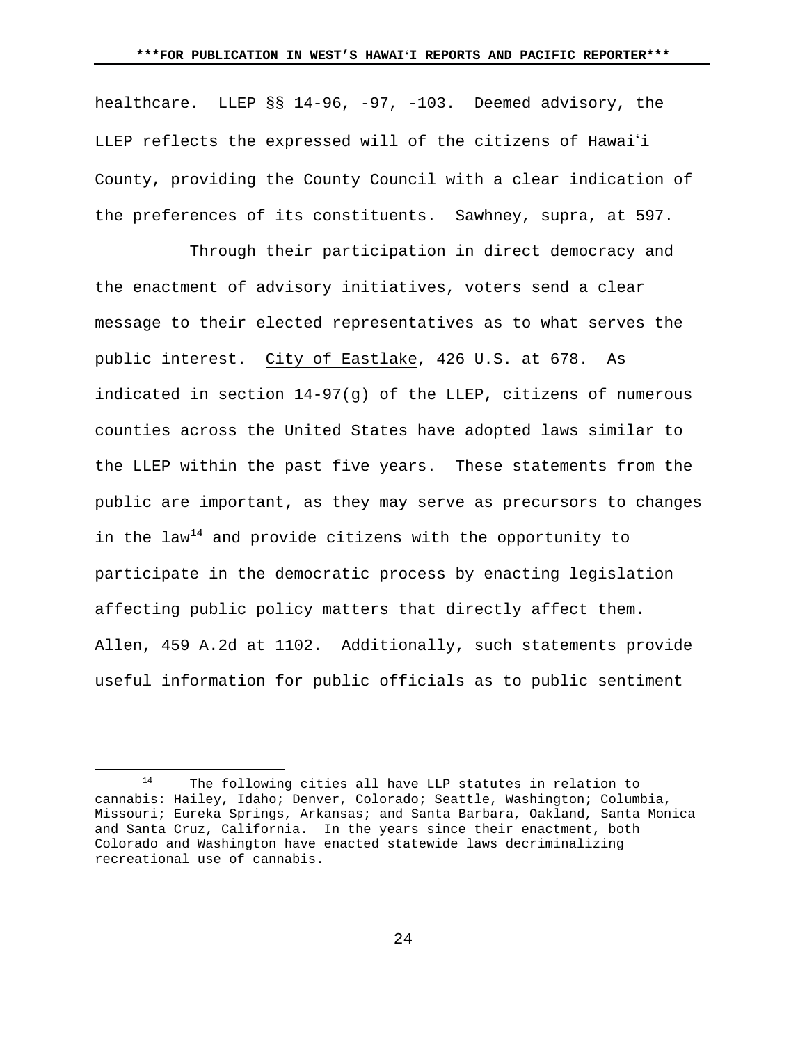healthcare. LLEP §§ 14-96, -97, -103. Deemed advisory, the LLEP reflects the expressed will of the citizens of Hawaiʻi County, providing the County Council with a clear indication of the preferences of its constituents. Sawhney, supra, at 597.

Through their participation in direct democracy and the enactment of advisory initiatives, voters send a clear message to their elected representatives as to what serves the public interest. City of Eastlake, 426 U.S. at 678. As indicated in section 14-97(g) of the LLEP, citizens of numerous counties across the United States have adopted laws similar to the LLEP within the past five years. These statements from the public are important, as they may serve as precursors to changes in the law[14] and provide citizens with the opportunity to participate in the democratic process by enacting legislation affecting public policy matters that directly affect them. Allen, 459 A.2d at 1102. Additionally, such statements provide useful information for public officials as to public sentiment

[14] The following cities all have LLP statutes in relation to cannabis: Hailey, Idaho; Denver, Colorado; Seattle, Washington; Columbia, Missouri; Eureka Springs, Arkansas; and Santa Barbara, Oakland, Santa Monica and Santa Cruz, California. In the years since their enactment, both Colorado and Washington have enacted statewide laws decriminalizing recreational use of cannabis.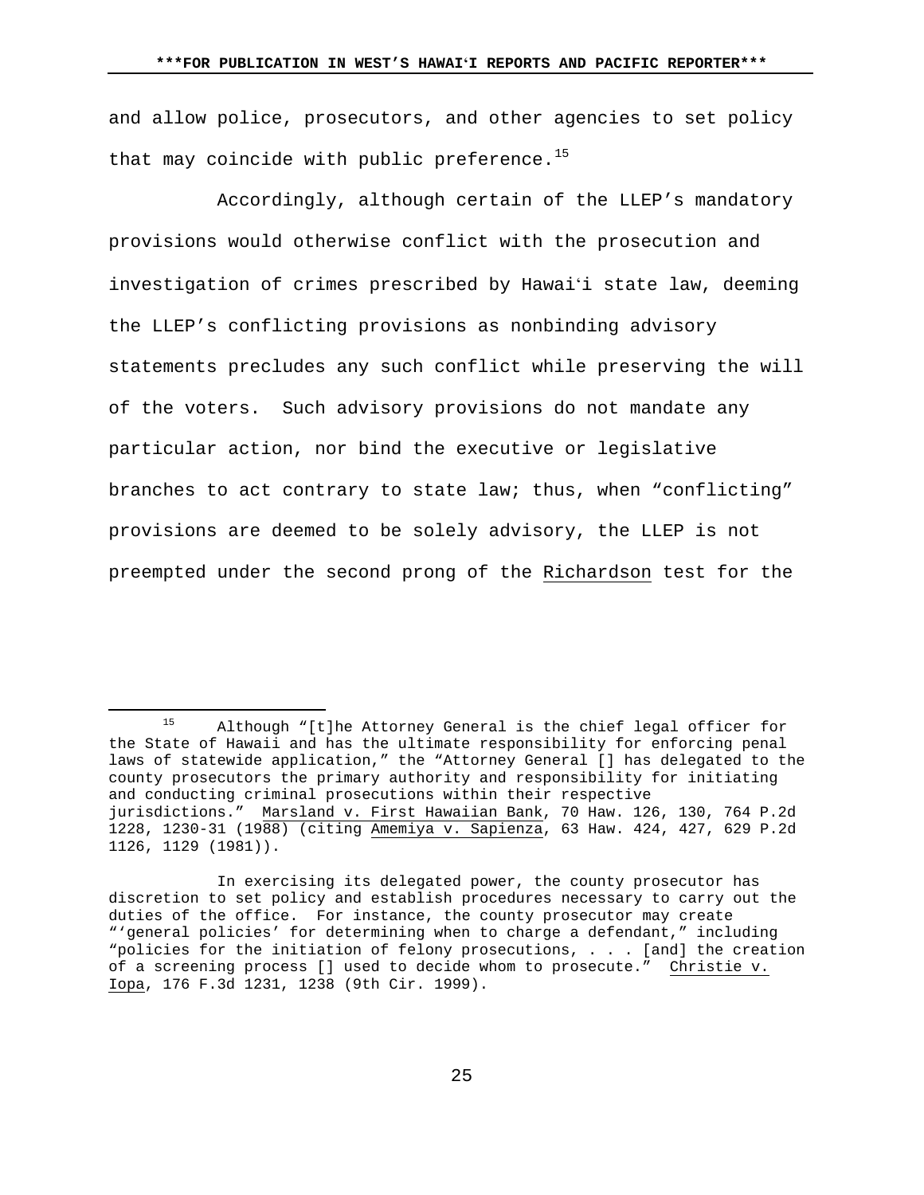and allow police, prosecutors, and other agencies to set policy that may coincide with public preference.[15]

Accordingly, although certain of the LLEP's mandatory provisions would otherwise conflict with the prosecution and investigation of crimes prescribed by Hawai‘i state law, deeming the LLEP's conflicting provisions as nonbinding advisory statements precludes any such conflict while preserving the will of the voters. Such advisory provisions do not mandate any particular action, nor bind the executive or legislative branches to act contrary to state law; thus, when "conflicting" provisions are deemed to be solely advisory, the LLEP is not preempted under the second prong of the Richardson test for the

---

[15] Although "[t]he Attorney General is the chief legal officer for the State of Hawaii and has the ultimate responsibility for enforcing penal laws of statewide application," the "Attorney General [] has delegated to the county prosecutors the primary authority and responsibility for initiating and conducting criminal prosecutions within their respective jurisdictions." Marsland v. First Hawaiian Bank, 70 Haw. 126, 130, 764 P.2d 1228, 1230-31 (1988) (citing Amemiya v. Sapienza, 63 Haw. 424, 427, 629 P.2d 1126, 1129 (1981)).

In exercising its delegated power, the county prosecutor has discretion to set policy and establish procedures necessary to carry out the duties of the office. For instance, the county prosecutor may create "'general policies' for determining when to charge a defendant," including "policies for the initiation of felony prosecutions, . . . [and] the creation of a screening process [] used to decide whom to prosecute." Christie v. Iopa, 176 F.3d 1231, 1238 (9th Cir. 1999).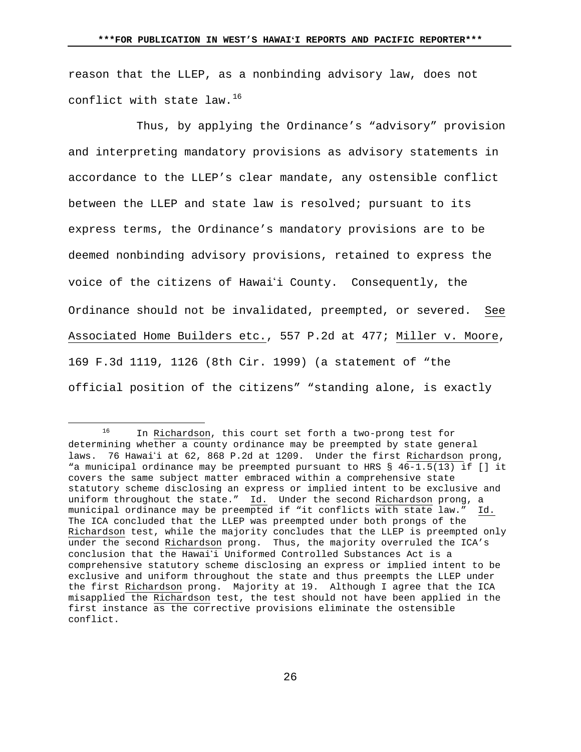reason that the LLEP, as a nonbinding advisory law, does not conflict with state law.[16]

Thus, by applying the Ordinance's "advisory" provision and interpreting mandatory provisions as advisory statements in accordance to the LLEP's clear mandate, any ostensible conflict between the LLEP and state law is resolved; pursuant to its express terms, the Ordinance's mandatory provisions are to be deemed nonbinding advisory provisions, retained to express the voice of the citizens of Hawaiʻi County. Consequently, the Ordinance should not be invalidated, preempted, or severed. See Associated Home Builders etc., 557 P.2d at 477; Miller v. Moore, 169 F.3d 1119, 1126 (8th Cir. 1999) (a statement of "the official position of the citizens" "standing alone, is exactly

---

[16] In Richardson, this court set forth a two-prong test for determining whether a county ordinance may be preempted by state general laws. 76 Hawaiʻi at 62, 868 P.2d at 1209. Under the first Richardson prong, "a municipal ordinance may be preempted pursuant to HRS § 46-1.5(13) if [] it covers the same subject matter embraced within a comprehensive state statutory scheme disclosing an express or implied intent to be exclusive and uniform throughout the state." Id. Under the second Richardson prong, a municipal ordinance may be preempted if "it conflicts with state law." Id. The ICA concluded that the LLEP was preempted under both prongs of the Richardson test, while the majority concludes that the LLEP is preempted only under the second Richardson prong. Thus, the majority overruled the ICA's conclusion that the Hawaiʻi Uniformed Controlled Substances Act is a comprehensive statutory scheme disclosing an express or implied intent to be exclusive and uniform throughout the state and thus preempts the LLEP under the first Richardson prong. Majority at 19. Although I agree that the ICA misapplied the Richardson test, the test should not have been applied in the first instance as the corrective provisions eliminate the ostensible conflict.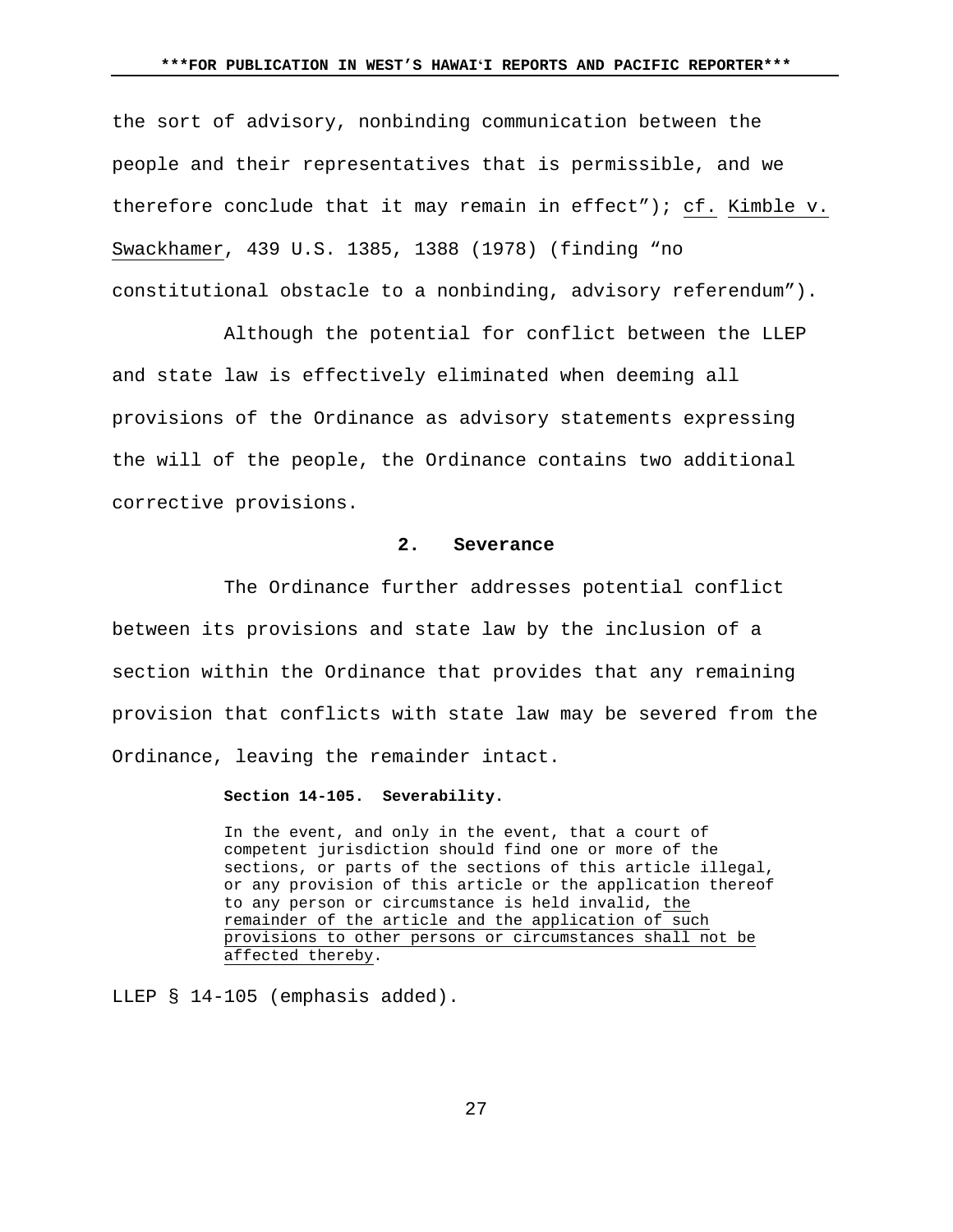the sort of advisory, nonbinding communication between the people and their representatives that is permissible, and we therefore conclude that it may remain in effect"); cf. Kimble v. Swackhamer, 439 U.S. 1385, 1388 (1978) (finding "no constitutional obstacle to a nonbinding, advisory referendum").

Although the potential for conflict between the LLEP and state law is effectively eliminated when deeming all provisions of the Ordinance as advisory statements expressing the will of the people, the Ordinance contains two additional corrective provisions.

### 2. Severance

The Ordinance further addresses potential conflict between its provisions and state law by the inclusion of a section within the Ordinance that provides that any remaining provision that conflicts with state law may be severed from the Ordinance, leaving the remainder intact.

> **Section 14-105. Severability.**
>
> In the event, and only in the event, that a court of competent jurisdiction should find one or more of the sections, or parts of the sections of this article illegal, or any provision of this article or the application thereof to any person or circumstance is held invalid, the remainder of the article and the application of such provisions to other persons or circumstances shall not be affected thereby.

LLEP § 14-105 (emphasis added).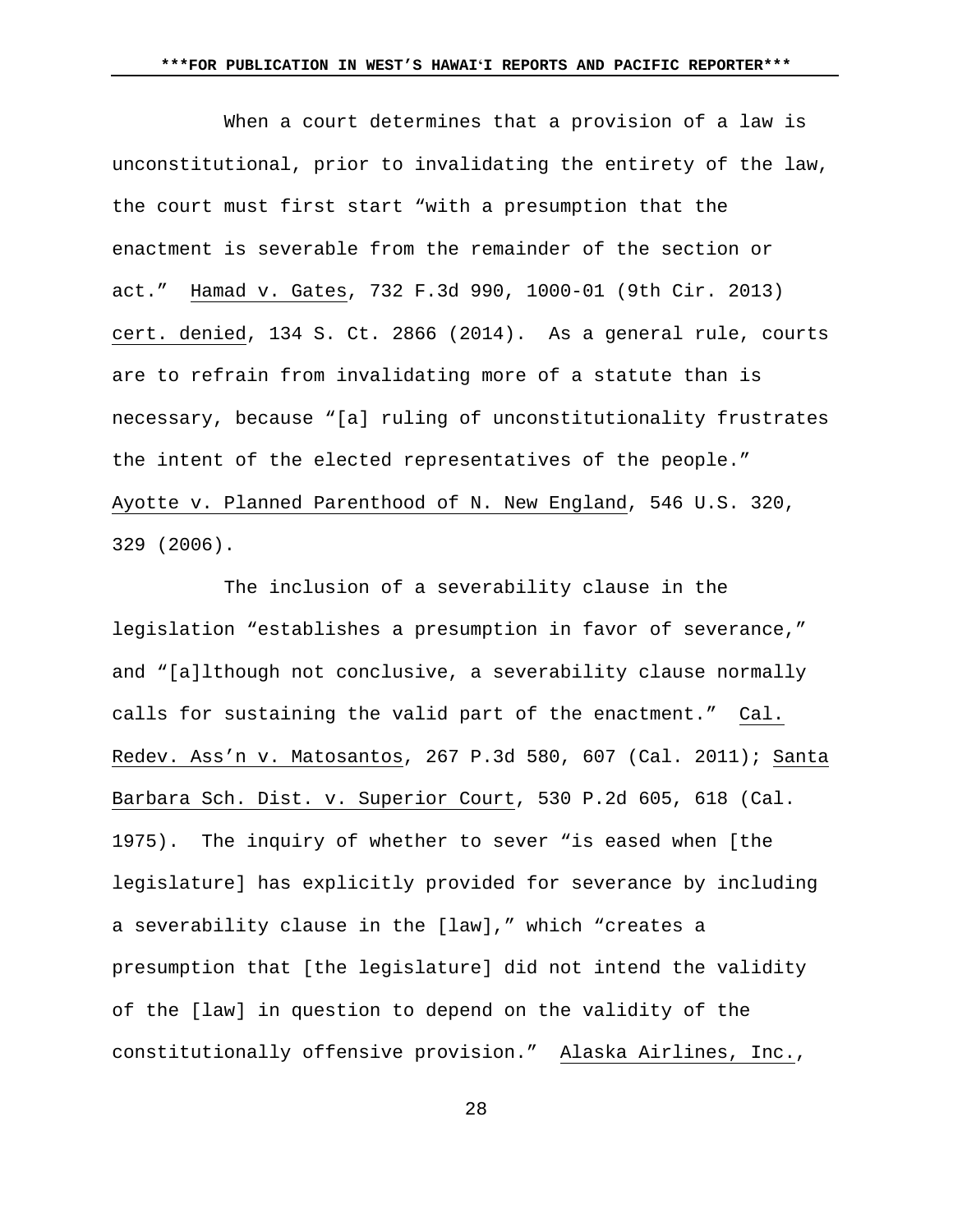When a court determines that a provision of a law is unconstitutional, prior to invalidating the entirety of the law, the court must first start "with a presumption that the enactment is severable from the remainder of the section or act." Hamad v. Gates, 732 F.3d 990, 1000-01 (9th Cir. 2013) cert. denied, 134 S. Ct. 2866 (2014). As a general rule, courts are to refrain from invalidating more of a statute than is necessary, because "[a] ruling of unconstitutionality frustrates the intent of the elected representatives of the people." Ayotte v. Planned Parenthood of N. New England, 546 U.S. 320, 329 (2006).

The inclusion of a severability clause in the legislation "establishes a presumption in favor of severance," and "[a]lthough not conclusive, a severability clause normally calls for sustaining the valid part of the enactment." Cal. Redev. Ass'n v. Matosantos, 267 P.3d 580, 607 (Cal. 2011); Santa Barbara Sch. Dist. v. Superior Court, 530 P.2d 605, 618 (Cal. 1975). The inquiry of whether to sever "is eased when [the legislature] has explicitly provided for severance by including a severability clause in the [law]," which "creates a presumption that [the legislature] did not intend the validity of the [law] in question to depend on the validity of the constitutionally offensive provision." Alaska Airlines, Inc.,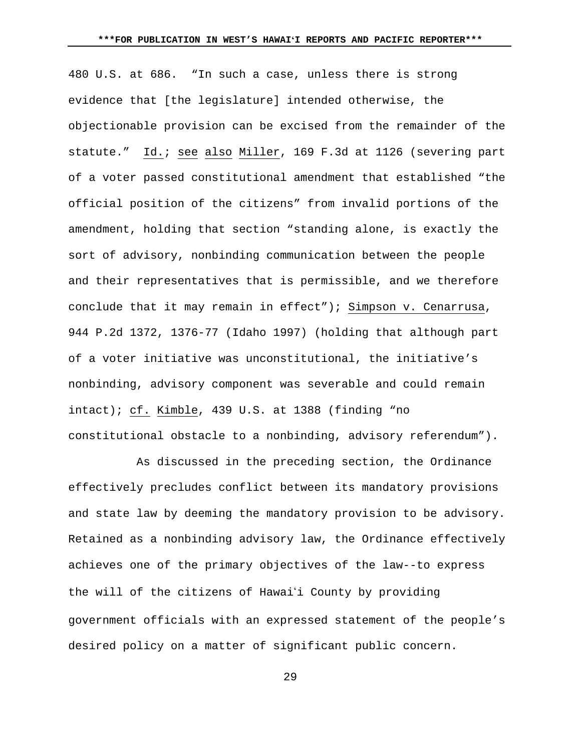480 U.S. at 686. "In such a case, unless there is strong evidence that [the legislature] intended otherwise, the objectionable provision can be excised from the remainder of the statute." Id.; see also Miller, 169 F.3d at 1126 (severing part of a voter passed constitutional amendment that established "the official position of the citizens" from invalid portions of the amendment, holding that section "standing alone, is exactly the sort of advisory, nonbinding communication between the people and their representatives that is permissible, and we therefore conclude that it may remain in effect"); Simpson v. Cenarrusa, 944 P.2d 1372, 1376-77 (Idaho 1997) (holding that although part of a voter initiative was unconstitutional, the initiative's nonbinding, advisory component was severable and could remain intact); cf. Kimble, 439 U.S. at 1388 (finding "no constitutional obstacle to a nonbinding, advisory referendum").

As discussed in the preceding section, the Ordinance effectively precludes conflict between its mandatory provisions and state law by deeming the mandatory provision to be advisory. Retained as a nonbinding advisory law, the Ordinance effectively achieves one of the primary objectives of the law--to express the will of the citizens of Hawaiʻi County by providing government officials with an expressed statement of the people's desired policy on a matter of significant public concern.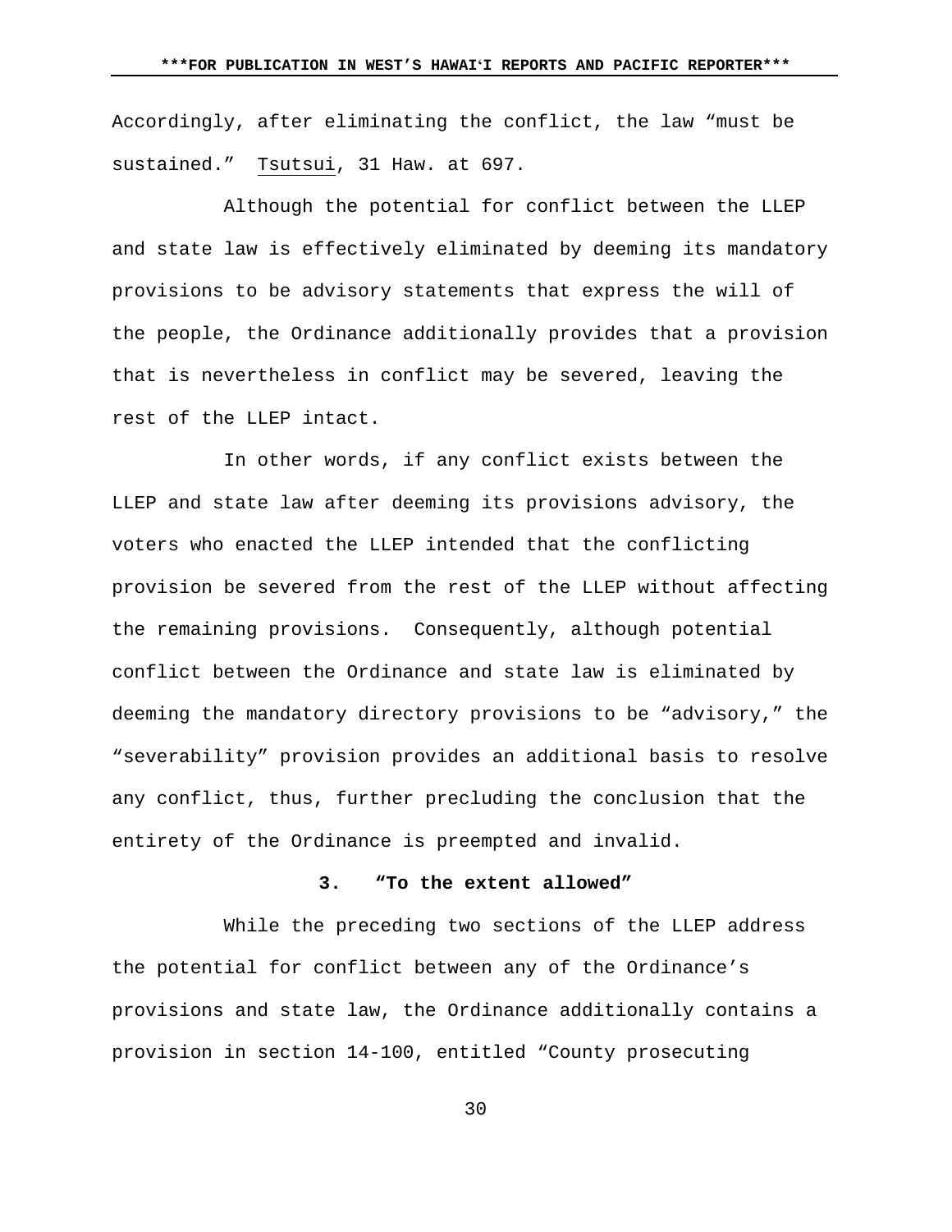Accordingly, after eliminating the conflict, the law "must be sustained." Tsutsui, 31 Haw. at 697.

Although the potential for conflict between the LLEP and state law is effectively eliminated by deeming its mandatory provisions to be advisory statements that express the will of the people, the Ordinance additionally provides that a provision that is nevertheless in conflict may be severed, leaving the rest of the LLEP intact.

In other words, if any conflict exists between the LLEP and state law after deeming its provisions advisory, the voters who enacted the LLEP intended that the conflicting provision be severed from the rest of the LLEP without affecting the remaining provisions. Consequently, although potential conflict between the Ordinance and state law is eliminated by deeming the mandatory directory provisions to be "advisory," the "severability" provision provides an additional basis to resolve any conflict, thus, further precluding the conclusion that the entirety of the Ordinance is preempted and invalid.

### 3. "To the extent allowed"

While the preceding two sections of the LLEP address the potential for conflict between any of the Ordinance's provisions and state law, the Ordinance additionally contains a provision in section 14-100, entitled "County prosecuting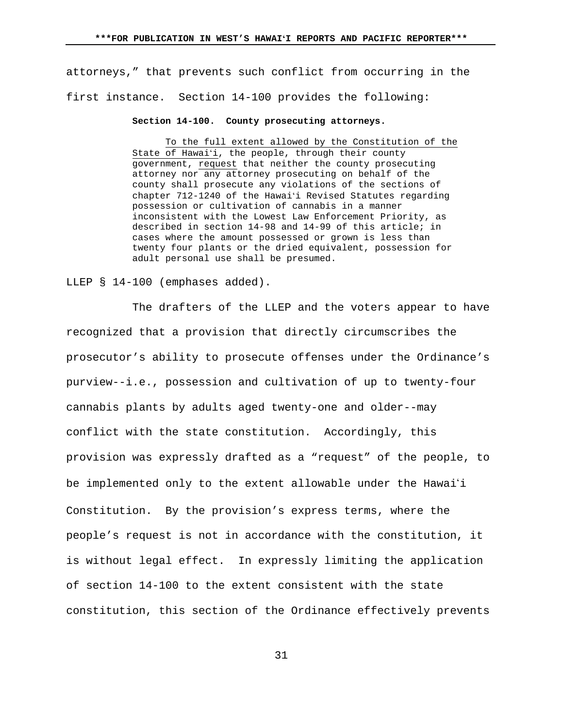attorneys," that prevents such conflict from occurring in the first instance. Section 14-100 provides the following:

> **Section 14-100. County prosecuting attorneys.**
>
> <u>To the full extent allowed by the Constitution of the State of Hawaiʻi</u>, the people, through their county government, <u>request</u> that neither the county prosecuting attorney nor any attorney prosecuting on behalf of the county shall prosecute any violations of the sections of chapter 712-1240 of the Hawaiʻi Revised Statutes regarding possession or cultivation of cannabis in a manner inconsistent with the Lowest Law Enforcement Priority, as described in section 14-98 and 14-99 of this article; in cases where the amount possessed or grown is less than twenty four plants or the dried equivalent, possession for adult personal use shall be presumed.

LLEP § 14-100 (emphases added).

The drafters of the LLEP and the voters appear to have recognized that a provision that directly circumscribes the prosecutor's ability to prosecute offenses under the Ordinance's purview--i.e., possession and cultivation of up to twenty-four cannabis plants by adults aged twenty-one and older--may conflict with the state constitution. Accordingly, this provision was expressly drafted as a "request" of the people, to be implemented only to the extent allowable under the Hawaiʻi Constitution. By the provision's express terms, where the people's request is not in accordance with the constitution, it is without legal effect. In expressly limiting the application of section 14-100 to the extent consistent with the state constitution, this section of the Ordinance effectively prevents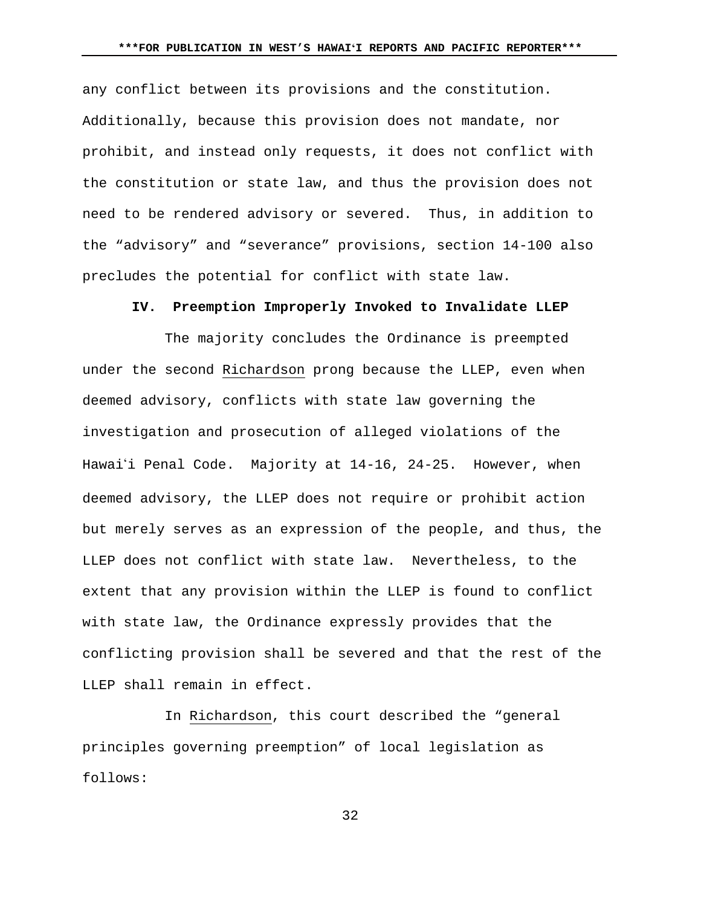any conflict between its provisions and the constitution. Additionally, because this provision does not mandate, nor prohibit, and instead only requests, it does not conflict with the constitution or state law, and thus the provision does not need to be rendered advisory or severed. Thus, in addition to the "advisory" and "severance" provisions, section 14-100 also precludes the potential for conflict with state law.

## IV. Preemption Improperly Invoked to Invalidate LLEP

The majority concludes the Ordinance is preempted under the second Richardson prong because the LLEP, even when deemed advisory, conflicts with state law governing the investigation and prosecution of alleged violations of the Hawaiʻi Penal Code. Majority at 14-16, 24-25. However, when deemed advisory, the LLEP does not require or prohibit action but merely serves as an expression of the people, and thus, the LLEP does not conflict with state law. Nevertheless, to the extent that any provision within the LLEP is found to conflict with state law, the Ordinance expressly provides that the conflicting provision shall be severed and that the rest of the LLEP shall remain in effect.

In Richardson, this court described the "general principles governing preemption" of local legislation as follows: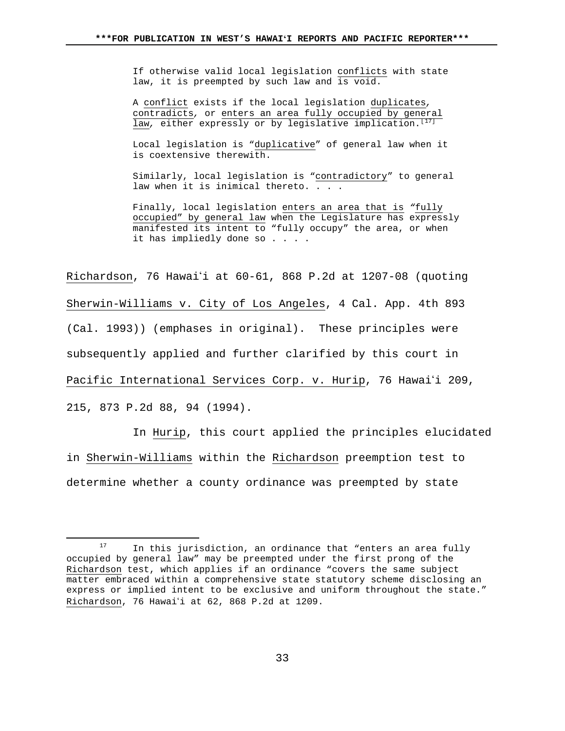> If otherwise valid local legislation <u>conflicts</u> with state law, it is preempted by such law and <u>is void</u>.
>
> A <u>conflict</u> exists if the local legislation <u>duplicates</u>, <u>contradicts</u>, or <u>enters an area fully occupied by general law</u>, either expressly or by legislative implication.[17]
>
> Local legislation is "<u>duplicative</u>" of general law when it is coextensive therewith.
>
> Similarly, local legislation is "<u>contradictory</u>" to general law when it is inimical thereto. . . .
>
> Finally, local legislation <u>enters an area that is "fully occupied" by general law</u> when the Legislature has expressly manifested its intent to "fully occupy" the area, or when it has impliedly done so . . . .

<u>Richardson</u>, 76 Hawaiʻi at 60-61, 868 P.2d at 1207-08 (quoting <u>Sherwin-Williams v. City of Los Angeles</u>, 4 Cal. App. 4th 893 (Cal. 1993)) (emphases in original). These principles were subsequently applied and further clarified by this court in <u>Pacific International Services Corp. v. Hurip</u>, 76 Hawaiʻi 209, 215, 873 P.2d 88, 94 (1994).

In <u>Hurip</u>, this court applied the principles elucidated in <u>Sherwin-Williams</u> within the <u>Richardson</u> preemption test to determine whether a county ordinance was preempted by state

---

[17] In this jurisdiction, an ordinance that "enters an area fully occupied by general law" may be preempted under the first prong of the <u>Richardson</u> test, which applies if an ordinance "covers the same subject matter embraced within a comprehensive state statutory scheme disclosing an express or implied intent to be exclusive and uniform throughout the state." <u>Richardson</u>, 76 Hawaiʻi at 62, 868 P.2d at 1209.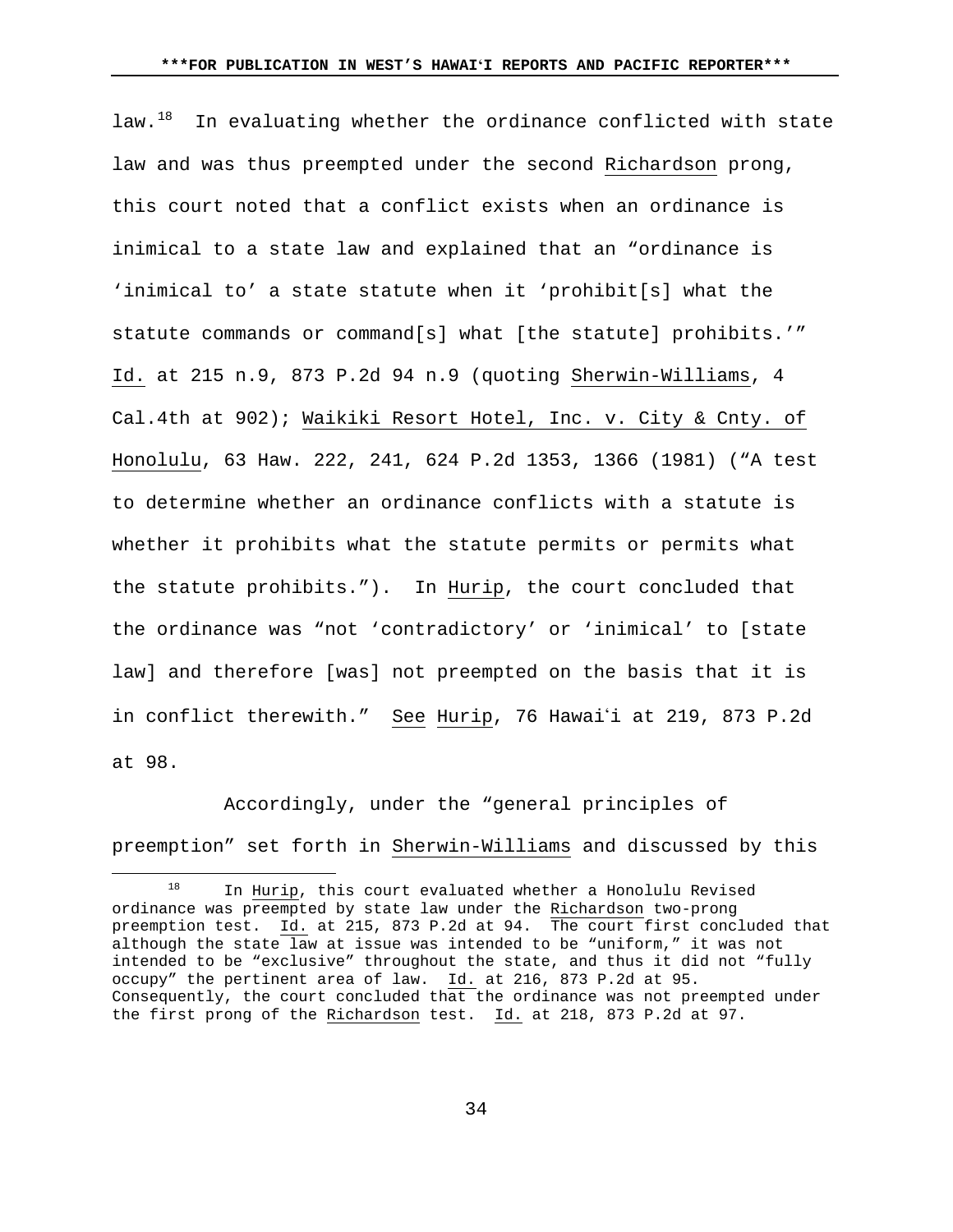law.[18] In evaluating whether the ordinance conflicted with state law and was thus preempted under the second Richardson prong, this court noted that a conflict exists when an ordinance is inimical to a state law and explained that an "ordinance is 'inimical to' a state statute when it 'prohibit[s] what the statute commands or command[s] what [the statute] prohibits.'" Id. at 215 n.9, 873 P.2d 94 n.9 (quoting Sherwin-Williams, 4 Cal.4th at 902); Waikiki Resort Hotel, Inc. v. City & Cnty. of Honolulu, 63 Haw. 222, 241, 624 P.2d 1353, 1366 (1981) ("A test to determine whether an ordinance conflicts with a statute is whether it prohibits what the statute permits or permits what the statute prohibits."). In Hurip, the court concluded that the ordinance was "not 'contradictory' or 'inimical' to [state law] and therefore [was] not preempted on the basis that it is in conflict therewith." See Hurip, 76 Hawaiʻi at 219, 873 P.2d at 98.

Accordingly, under the "general principles of preemption" set forth in Sherwin-Williams and discussed by this

[18] In Hurip, this court evaluated whether a Honolulu Revised ordinance was preempted by state law under the Richardson two-prong preemption test. Id. at 215, 873 P.2d at 94. The court first concluded that although the state law at issue was intended to be "uniform," it was not intended to be "exclusive" throughout the state, and thus it did not "fully occupy" the pertinent area of law. Id. at 216, 873 P.2d at 95. Consequently, the court concluded that the ordinance was not preempted under the first prong of the Richardson test. Id. at 218, 873 P.2d at 97.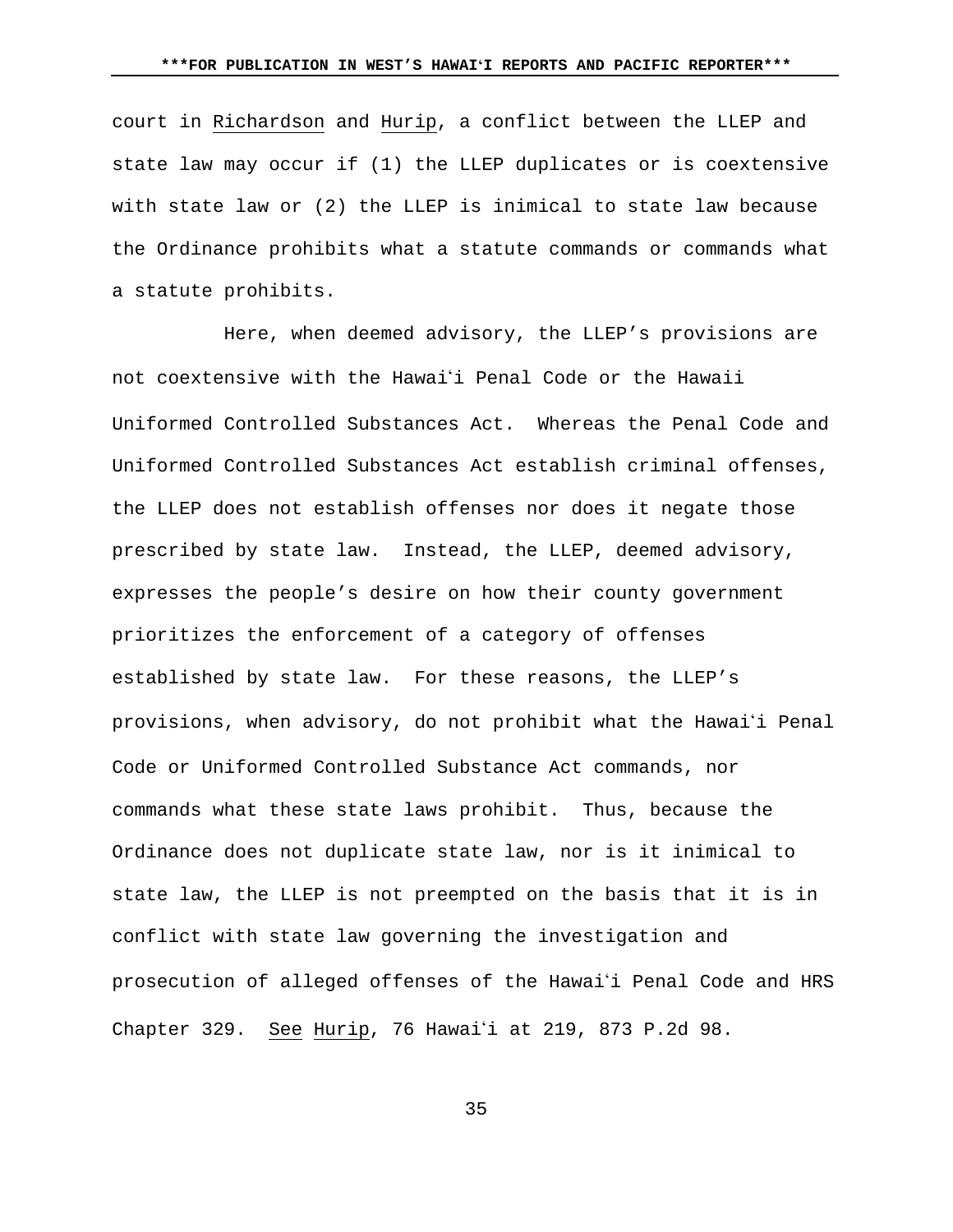court in Richardson and Hurip, a conflict between the LLEP and state law may occur if (1) the LLEP duplicates or is coextensive with state law or (2) the LLEP is inimical to state law because the Ordinance prohibits what a statute commands or commands what a statute prohibits.

Here, when deemed advisory, the LLEP's provisions are not coextensive with the Hawaiʻi Penal Code or the Hawaii Uniformed Controlled Substances Act. Whereas the Penal Code and Uniformed Controlled Substances Act establish criminal offenses, the LLEP does not establish offenses nor does it negate those prescribed by state law. Instead, the LLEP, deemed advisory, expresses the people's desire on how their county government prioritizes the enforcement of a category of offenses established by state law. For these reasons, the LLEP's provisions, when advisory, do not prohibit what the Hawaiʻi Penal Code or Uniformed Controlled Substance Act commands, nor commands what these state laws prohibit. Thus, because the Ordinance does not duplicate state law, nor is it inimical to state law, the LLEP is not preempted on the basis that it is in conflict with state law governing the investigation and prosecution of alleged offenses of the Hawaiʻi Penal Code and HRS Chapter 329. See Hurip, 76 Hawaiʻi at 219, 873 P.2d 98.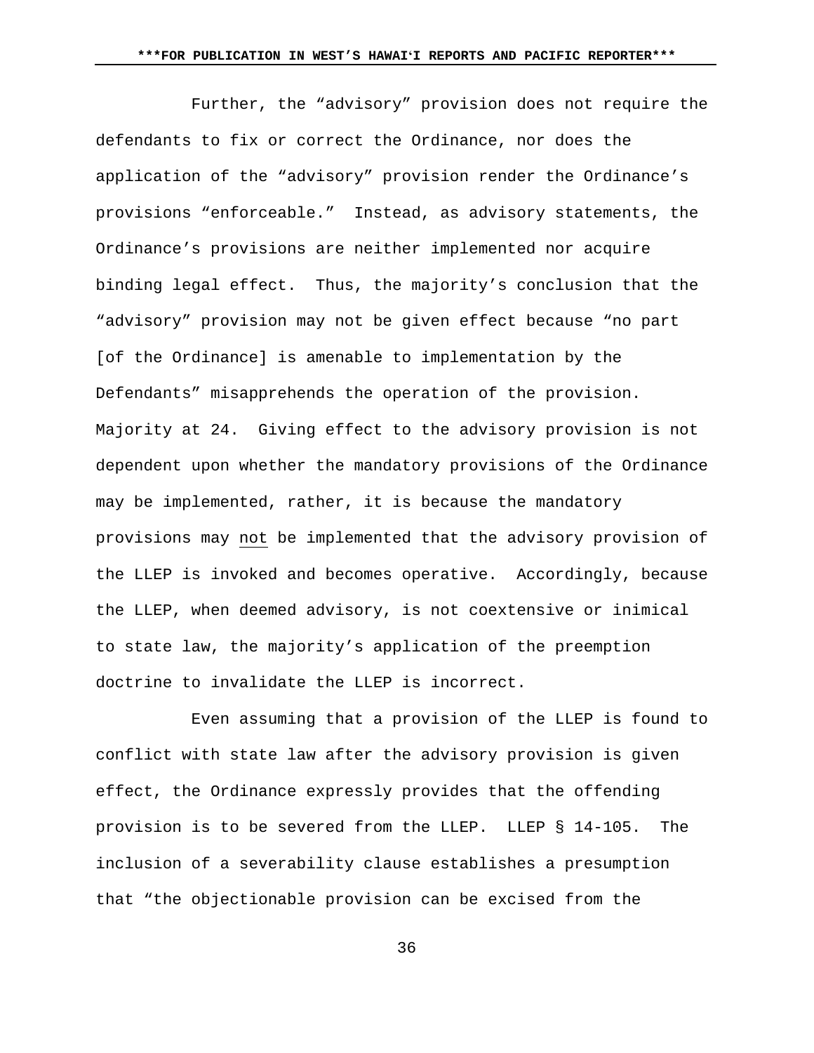Further, the "advisory" provision does not require the defendants to fix or correct the Ordinance, nor does the application of the "advisory" provision render the Ordinance's provisions "enforceable." Instead, as advisory statements, the Ordinance's provisions are neither implemented nor acquire binding legal effect. Thus, the majority's conclusion that the "advisory" provision may not be given effect because "no part [of the Ordinance] is amenable to implementation by the Defendants" misapprehends the operation of the provision. Majority at 24. Giving effect to the advisory provision is not dependent upon whether the mandatory provisions of the Ordinance may be implemented, rather, it is because the mandatory provisions may <u>not</u> be implemented that the advisory provision of the LLEP is invoked and becomes operative. Accordingly, because the LLEP, when deemed advisory, is not coextensive or inimical to state law, the majority's application of the preemption doctrine to invalidate the LLEP is incorrect.

Even assuming that a provision of the LLEP is found to conflict with state law after the advisory provision is given effect, the Ordinance expressly provides that the offending provision is to be severed from the LLEP. LLEP § 14-105. The inclusion of a severability clause establishes a presumption that "the objectionable provision can be excised from the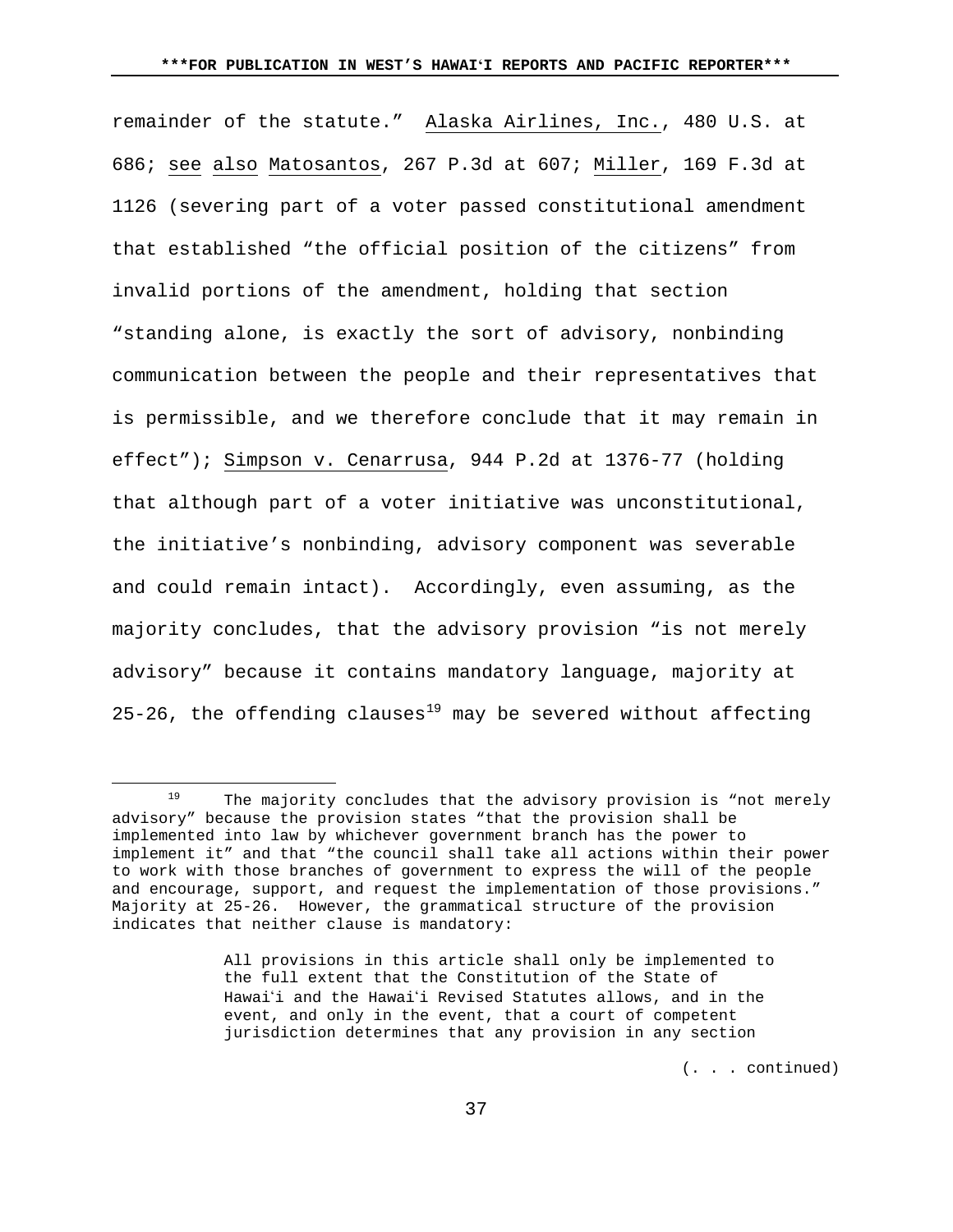remainder of the statute." Alaska Airlines, Inc., 480 U.S. at 686; see also Matosantos, 267 P.3d at 607; Miller, 169 F.3d at 1126 (severing part of a voter passed constitutional amendment that established "the official position of the citizens" from invalid portions of the amendment, holding that section "standing alone, is exactly the sort of advisory, nonbinding communication between the people and their representatives that is permissible, and we therefore conclude that it may remain in effect"); Simpson v. Cenarrusa, 944 P.2d at 1376-77 (holding that although part of a voter initiative was unconstitutional, the initiative's nonbinding, advisory component was severable and could remain intact). Accordingly, even assuming, as the majority concludes, that the advisory provision "is not merely advisory" because it contains mandatory language, majority at 25-26, the offending clauses[19] may be severed without affecting

---

[19] The majority concludes that the advisory provision is "not merely advisory" because the provision states "that the provision shall be implemented into law by whichever government branch has the power to implement it" and that "the council shall take all actions within their power to work with those branches of government to express the will of the people and encourage, support, and request the implementation of those provisions." Majority at 25-26. However, the grammatical structure of the provision indicates that neither clause is mandatory:

> All provisions in this article shall only be implemented to the full extent that the Constitution of the State of Hawaiʻi and the Hawaiʻi Revised Statutes allows, and in the event, and only in the event, that a court of competent jurisdiction determines that any provision in any section

(. . . continued)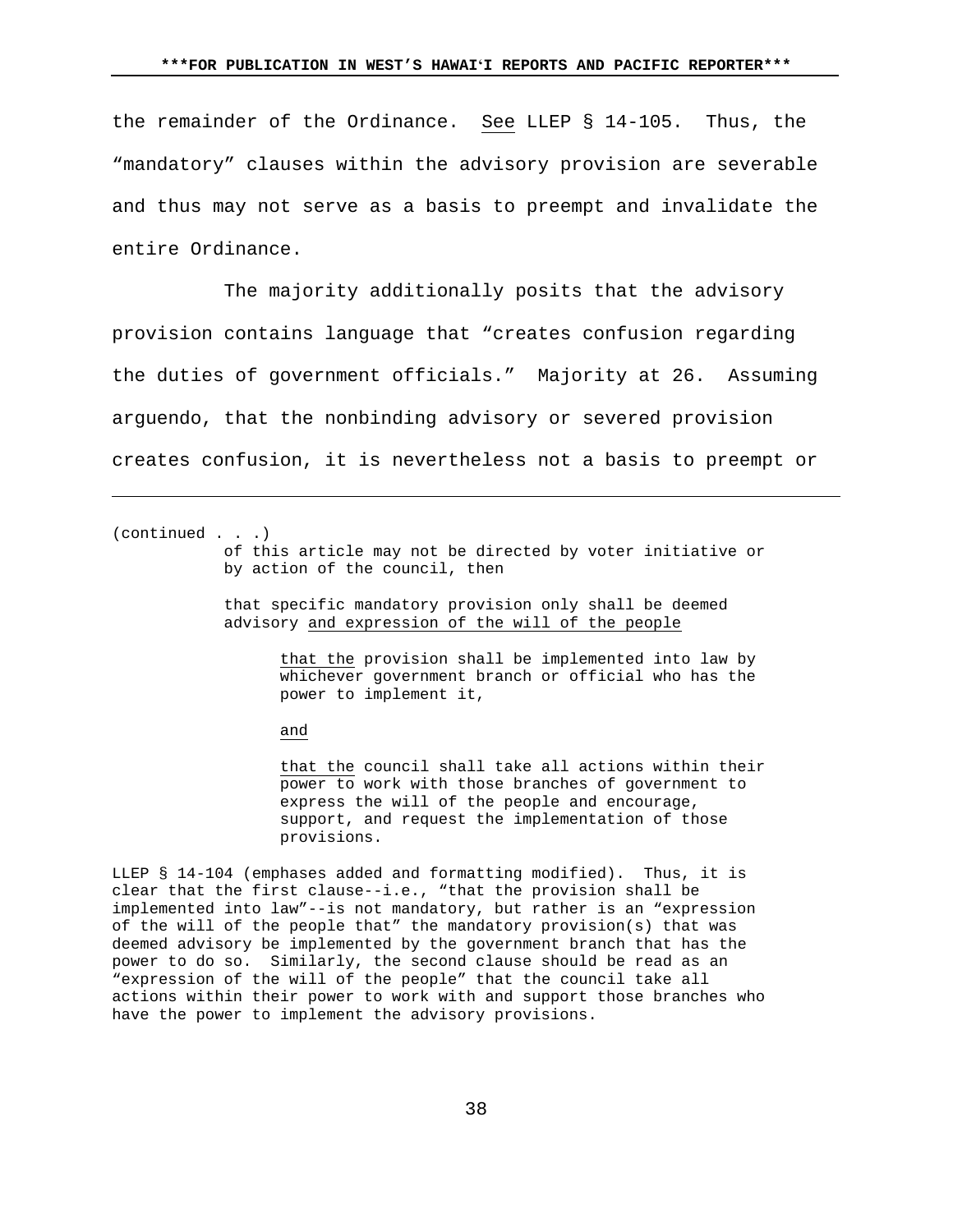the remainder of the Ordinance. See LLEP § 14-105. Thus, the "mandatory" clauses within the advisory provision are severable and thus may not serve as a basis to preempt and invalidate the entire Ordinance.

The majority additionally posits that the advisory provision contains language that "creates confusion regarding the duties of government officials." Majority at 26. Assuming arguendo, that the nonbinding advisory or severed provision creates confusion, it is nevertheless not a basis to preempt or

---

(continued . . .)

> of this article may not be directed by voter initiative or by action of the council, then
>
> that specific mandatory provision only shall be deemed advisory <u>and expression of the will of the people</u>
>
> > <u>that the</u> provision shall be implemented into law by <u>whichever</u> government branch or official who has the power to implement it,
> >
> > <u>and</u>
> >
> > <u>that the</u> council shall take all actions within their <u>power to</u> work with those branches of government to express the will of the people and encourage, support, and request the implementation of those provisions.

LLEP § 14-104 (emphases added and formatting modified). Thus, it is clear that the first clause--i.e., "that the provision shall be implemented into law"--is not mandatory, but rather is an "expression of the will of the people that" the mandatory provision(s) that was deemed advisory be implemented by the government branch that has the power to do so. Similarly, the second clause should be read as an "expression of the will of the people" that the council take all actions within their power to work with and support those branches who have the power to implement the advisory provisions.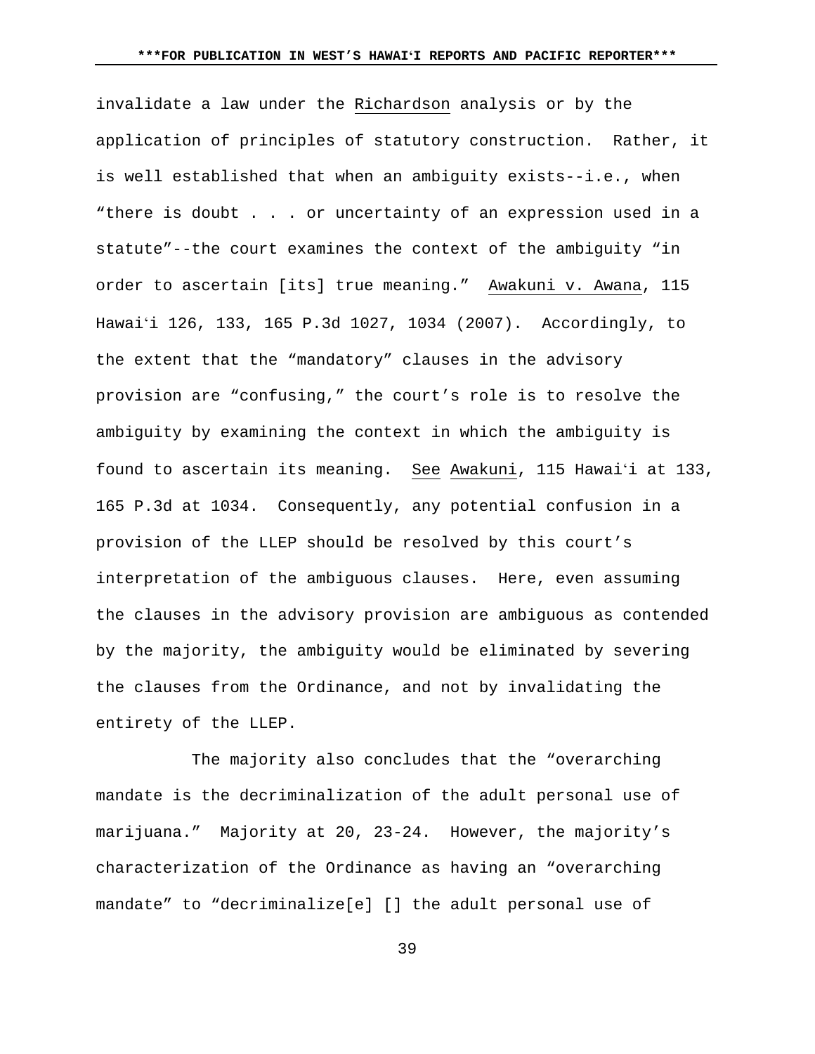invalidate a law under the Richardson analysis or by the application of principles of statutory construction. Rather, it is well established that when an ambiguity exists--i.e., when "there is doubt . . . or uncertainty of an expression used in a statute"--the court examines the context of the ambiguity "in order to ascertain [its] true meaning." Awakuni v. Awana, 115 Hawaiʻi 126, 133, 165 P.3d 1027, 1034 (2007). Accordingly, to the extent that the "mandatory" clauses in the advisory provision are "confusing," the court's role is to resolve the ambiguity by examining the context in which the ambiguity is found to ascertain its meaning. See Awakuni, 115 Hawaiʻi at 133, 165 P.3d at 1034. Consequently, any potential confusion in a provision of the LLEP should be resolved by this court's interpretation of the ambiguous clauses. Here, even assuming the clauses in the advisory provision are ambiguous as contended by the majority, the ambiguity would be eliminated by severing the clauses from the Ordinance, and not by invalidating the entirety of the LLEP.

The majority also concludes that the "overarching mandate is the decriminalization of the adult personal use of marijuana." Majority at 20, 23-24. However, the majority's characterization of the Ordinance as having an "overarching mandate" to "decriminalize[e] [] the adult personal use of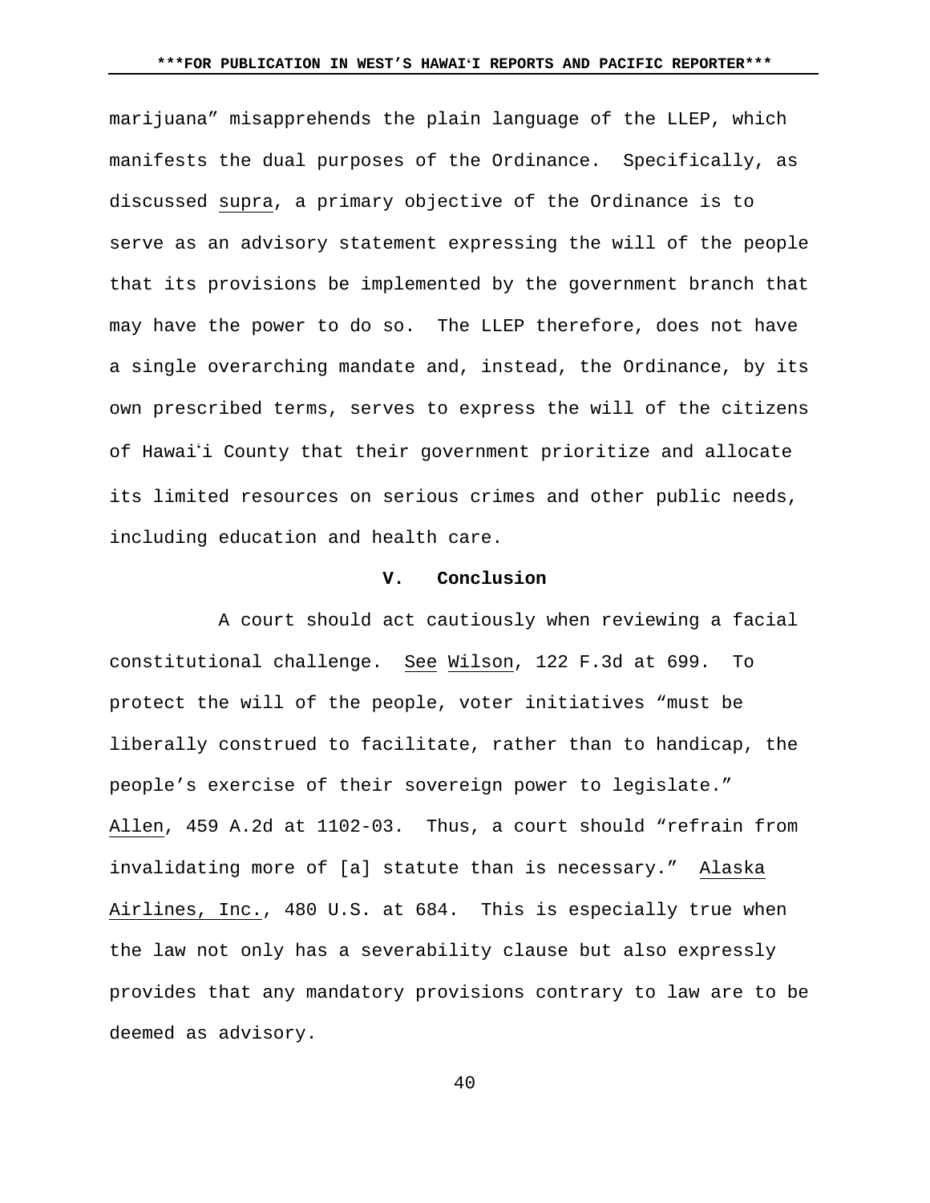marijuana" misapprehends the plain language of the LLEP, which manifests the dual purposes of the Ordinance. Specifically, as discussed supra, a primary objective of the Ordinance is to serve as an advisory statement expressing the will of the people that its provisions be implemented by the government branch that may have the power to do so. The LLEP therefore, does not have a single overarching mandate and, instead, the Ordinance, by its own prescribed terms, serves to express the will of the citizens of Hawaiʻi County that their government prioritize and allocate its limited resources on serious crimes and other public needs, including education and health care.

## V. Conclusion

A court should act cautiously when reviewing a facial constitutional challenge. See Wilson, 122 F.3d at 699. To protect the will of the people, voter initiatives "must be liberally construed to facilitate, rather than to handicap, the people's exercise of their sovereign power to legislate." Allen, 459 A.2d at 1102-03. Thus, a court should "refrain from invalidating more of [a] statute than is necessary." Alaska Airlines, Inc., 480 U.S. at 684. This is especially true when the law not only has a severability clause but also expressly provides that any mandatory provisions contrary to law are to be deemed as advisory.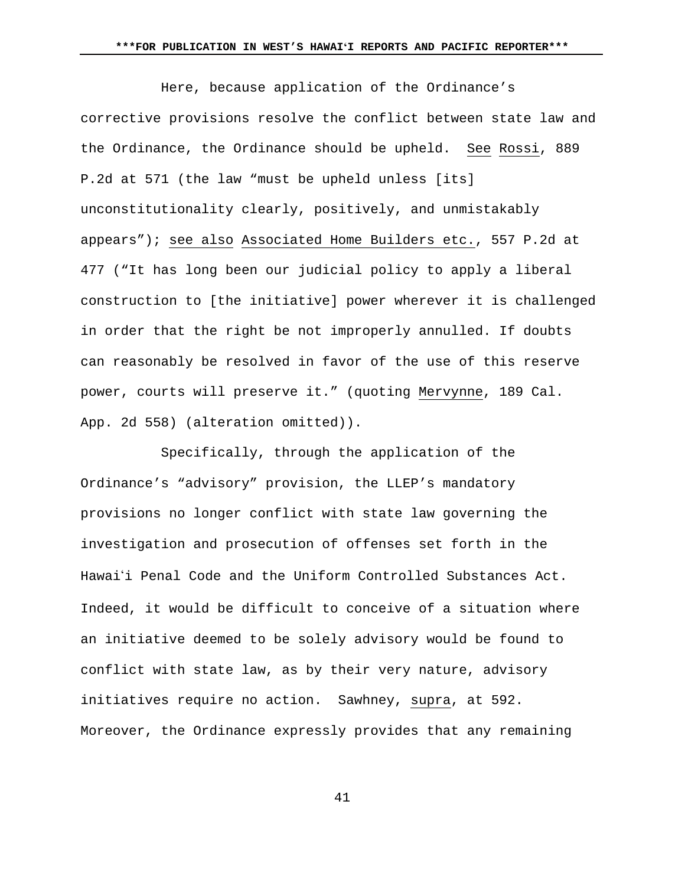Here, because application of the Ordinance's corrective provisions resolve the conflict between state law and the Ordinance, the Ordinance should be upheld. See Rossi, 889 P.2d at 571 (the law "must be upheld unless [its] unconstitutionality clearly, positively, and unmistakably appears"); see also Associated Home Builders etc., 557 P.2d at 477 ("It has long been our judicial policy to apply a liberal construction to [the initiative] power wherever it is challenged in order that the right be not improperly annulled. If doubts can reasonably be resolved in favor of the use of this reserve power, courts will preserve it." (quoting Mervynne, 189 Cal. App. 2d 558) (alteration omitted)).

Specifically, through the application of the Ordinance's "advisory" provision, the LLEP's mandatory provisions no longer conflict with state law governing the investigation and prosecution of offenses set forth in the Hawaiʻi Penal Code and the Uniform Controlled Substances Act. Indeed, it would be difficult to conceive of a situation where an initiative deemed to be solely advisory would be found to conflict with state law, as by their very nature, advisory initiatives require no action. Sawhney, supra, at 592. Moreover, the Ordinance expressly provides that any remaining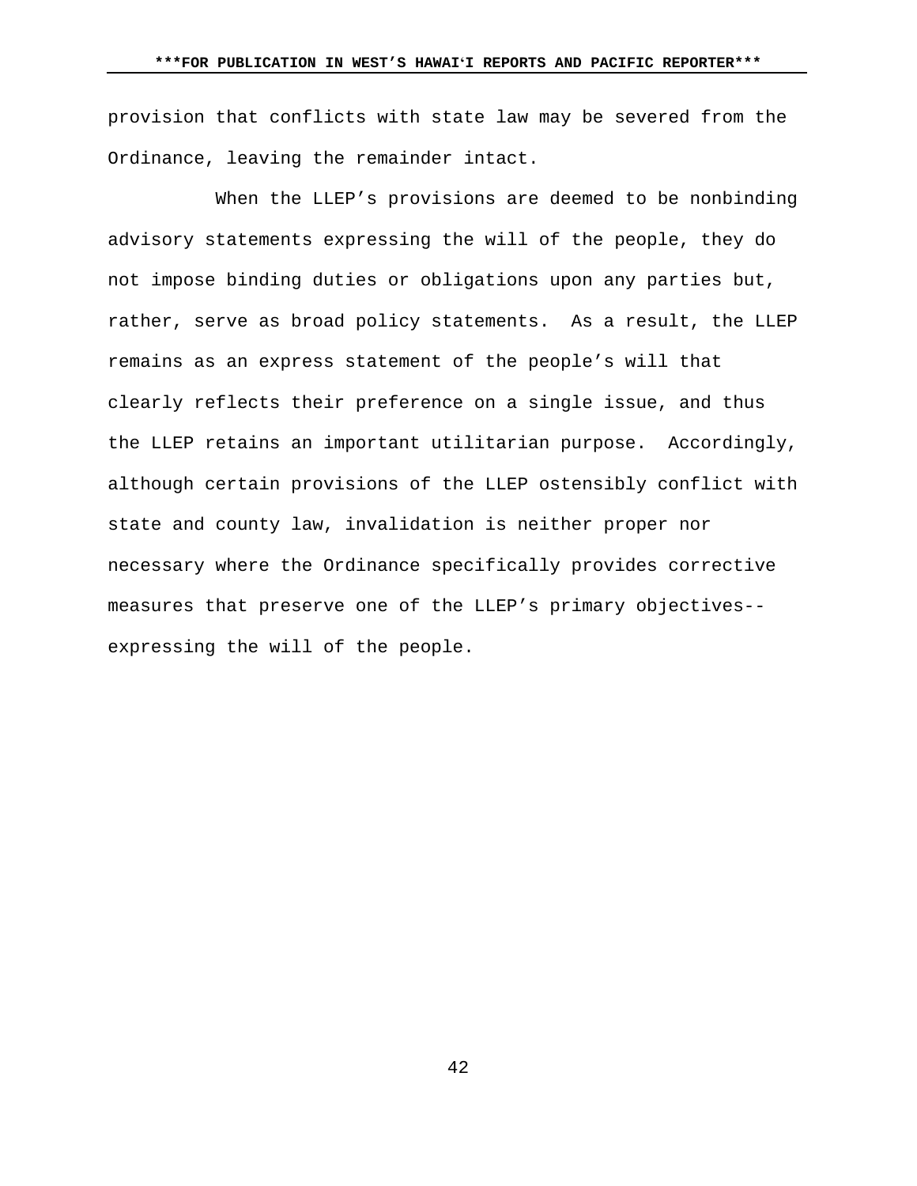provision that conflicts with state law may be severed from the Ordinance, leaving the remainder intact.

When the LLEP's provisions are deemed to be nonbinding advisory statements expressing the will of the people, they do not impose binding duties or obligations upon any parties but, rather, serve as broad policy statements. As a result, the LLEP remains as an express statement of the people's will that clearly reflects their preference on a single issue, and thus the LLEP retains an important utilitarian purpose. Accordingly, although certain provisions of the LLEP ostensibly conflict with state and county law, invalidation is neither proper nor necessary where the Ordinance specifically provides corrective measures that preserve one of the LLEP's primary objectives--expressing the will of the people.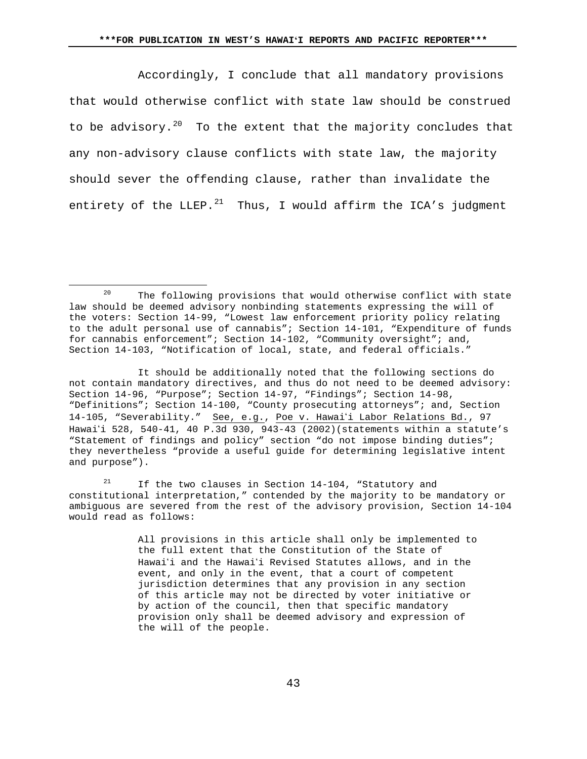Accordingly, I conclude that all mandatory provisions that would otherwise conflict with state law should be construed to be advisory.[20] To the extent that the majority concludes that any non-advisory clause conflicts with state law, the majority should sever the offending clause, rather than invalidate the entirety of the LLEP.[21] Thus, I would affirm the ICA's judgment

---

[20] The following provisions that would otherwise conflict with state law should be deemed advisory nonbinding statements expressing the will of the voters: Section 14-99, "Lowest law enforcement priority policy relating to the adult personal use of cannabis"; Section 14-101, "Expenditure of funds for cannabis enforcement"; Section 14-102, "Community oversight"; and, Section 14-103, "Notification of local, state, and federal officials."

It should be additionally noted that the following sections do not contain mandatory directives, and thus do not need to be deemed advisory: Section 14-96, "Purpose"; Section 14-97, "Findings"; Section 14-98, "Definitions"; Section 14-100, "County prosecuting attorneys"; and, Section 14-105, "Severability." See, e.g., Poe v. Hawaiʻi Labor Relations Bd., 97 Hawaiʻi 528, 540-41, 40 P.3d 930, 943-43 (2002)(statements within a statute's "Statement of findings and policy" section "do not impose binding duties"; they nevertheless "provide a useful guide for determining legislative intent and purpose").

[21] If the two clauses in Section 14-104, "Statutory and constitutional interpretation," contended by the majority to be mandatory or ambiguous are severed from the rest of the advisory provision, Section 14-104 would read as follows:

> All provisions in this article shall only be implemented to the full extent that the Constitution of the State of Hawaiʻi and the Hawaiʻi Revised Statutes allows, and in the event, and only in the event, that a court of competent jurisdiction determines that any provision in any section of this article may not be directed by voter initiative or by action of the council, then that specific mandatory provision only shall be deemed advisory and expression of the will of the people.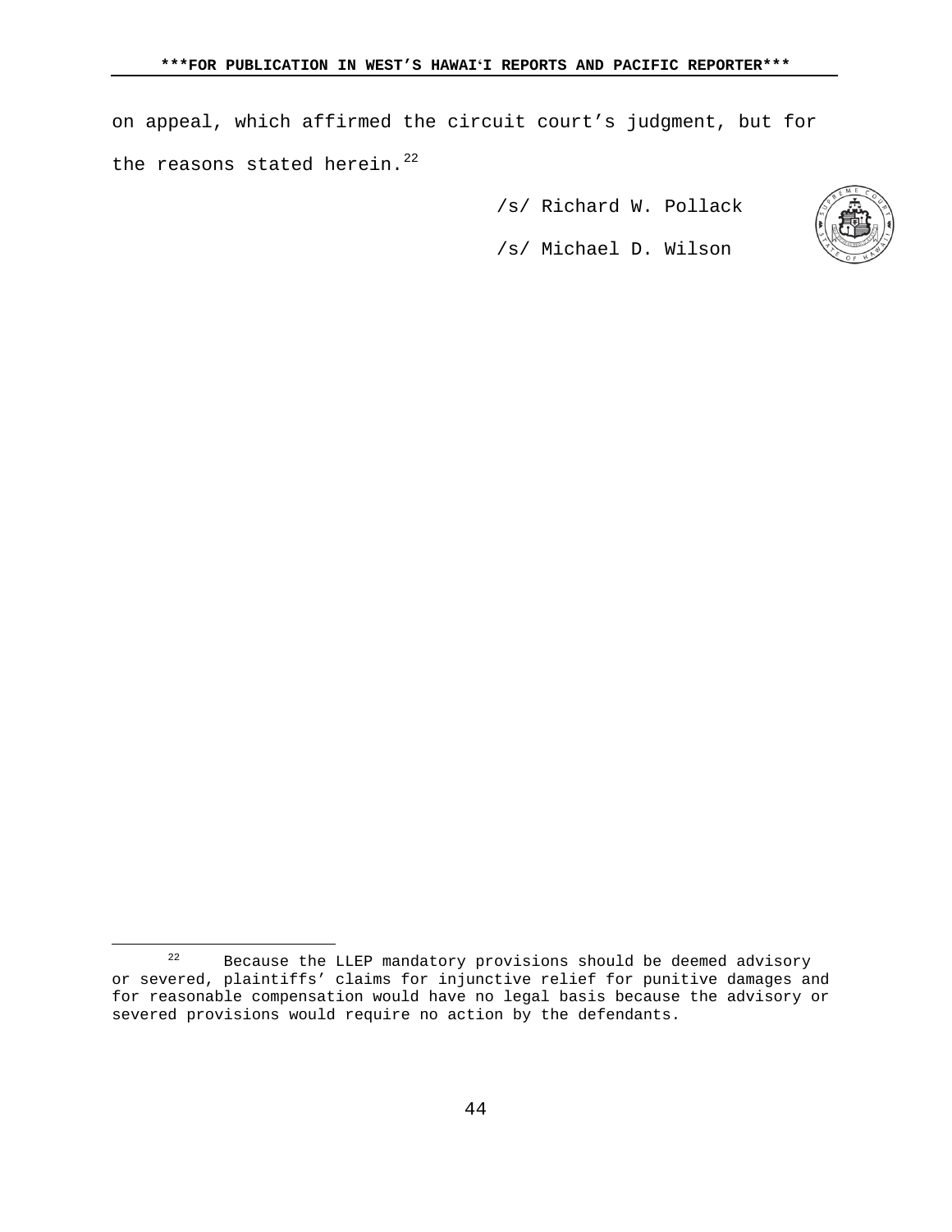on appeal, which affirmed the circuit court's judgment, but for the reasons stated herein.[22]

/s/ Richard W. Pollack

/s/ Michael D. Wilson

---

[22] Because the LLEP mandatory provisions should be deemed advisory or severed, plaintiffs' claims for injunctive relief for punitive damages and for reasonable compensation would have no legal basis because the advisory or severed provisions would require no action by the defendants.